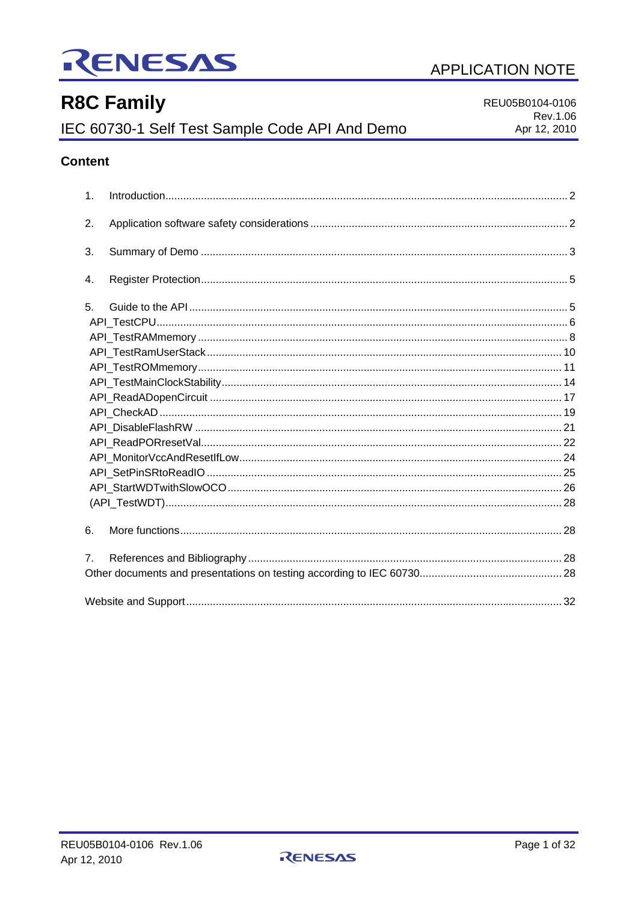APPLICATION NOTE

# R8C Family

## IEC 60730-1 Self Test Sample Code API And Demo

REU05B0104-0106
Rev.1.06
Apr 12, 2010

### Content

1. Introduction ..... 2
2. Application software safety considerations ..... 2
3. Summary of Demo ..... 3
4. Register Protection ..... 5
5. Guide to the API ..... 5
   - API_TestCPU ..... 6
   - API_TestRAMmemory ..... 8
   - API_TestRamUserStack ..... 10
   - API_TestROMmemory ..... 11
   - API_TestMainClockStability ..... 14
   - API_ReadADopenCircuit ..... 17
   - API_CheckAD ..... 19
   - API_DisableFlashRW ..... 21
   - API_ReadPORresetVal ..... 22
   - API_MonitorVccAndResetIfLow ..... 24
   - API_SetPinSRtoReadIO ..... 25
   - API_StartWDTwithSlowOCO ..... 26
   - (API_TestWDT) ..... 28
6. More functions ..... 28
7. References and Bibliography ..... 28

Other documents and presentations on testing according to IEC 60730 ..... 28

Website and Support ..... 32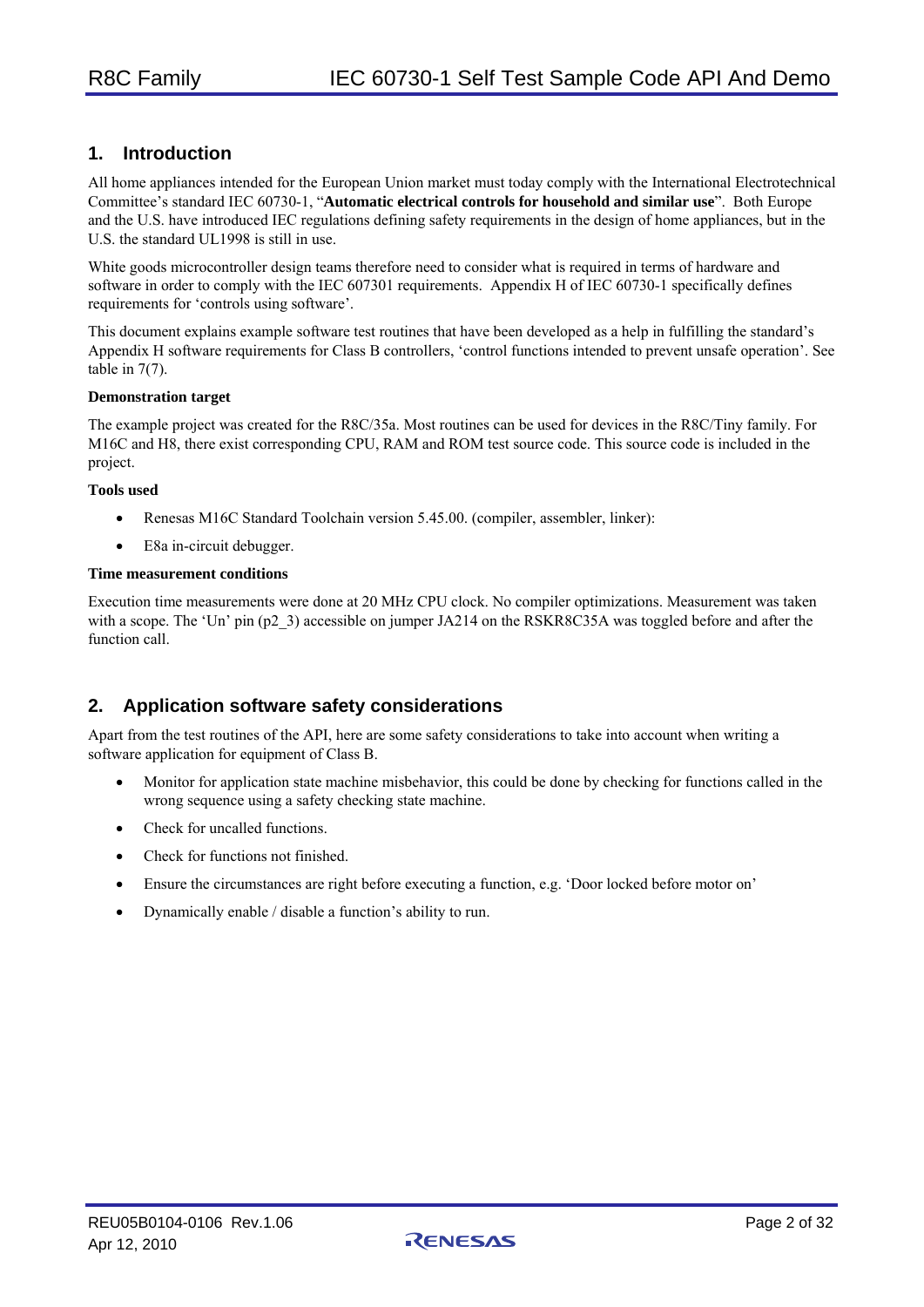## 1. Introduction

All home appliances intended for the European Union market must today comply with the International Electrotechnical Committee's standard IEC 60730-1, "**Automatic electrical controls for household and similar use**". Both Europe and the U.S. have introduced IEC regulations defining safety requirements in the design of home appliances, but in the U.S. the standard UL1998 is still in use.

White goods microcontroller design teams therefore need to consider what is required in terms of hardware and software in order to comply with the IEC 607301 requirements. Appendix H of IEC 60730-1 specifically defines requirements for 'controls using software'.

This document explains example software test routines that have been developed as a help in fulfilling the standard's Appendix H software requirements for Class B controllers, 'control functions intended to prevent unsafe operation'. See table in 7(7).

**Demonstration target**

The example project was created for the R8C/35a. Most routines can be used for devices in the R8C/Tiny family. For M16C and H8, there exist corresponding CPU, RAM and ROM test source code. This source code is included in the project.

**Tools used**

- Renesas M16C Standard Toolchain version 5.45.00. (compiler, assembler, linker):
- E8a in-circuit debugger.

**Time measurement conditions**

Execution time measurements were done at 20 MHz CPU clock. No compiler optimizations. Measurement was taken with a scope. The 'Un' pin (p2_3) accessible on jumper JA214 on the RSKR8C35A was toggled before and after the function call.

## 2. Application software safety considerations

Apart from the test routines of the API, here are some safety considerations to take into account when writing a software application for equipment of Class B.

- Monitor for application state machine misbehavior, this could be done by checking for functions called in the wrong sequence using a safety checking state machine.
- Check for uncalled functions.
- Check for functions not finished.
- Ensure the circumstances are right before executing a function, e.g. 'Door locked before motor on'
- Dynamically enable / disable a function's ability to run.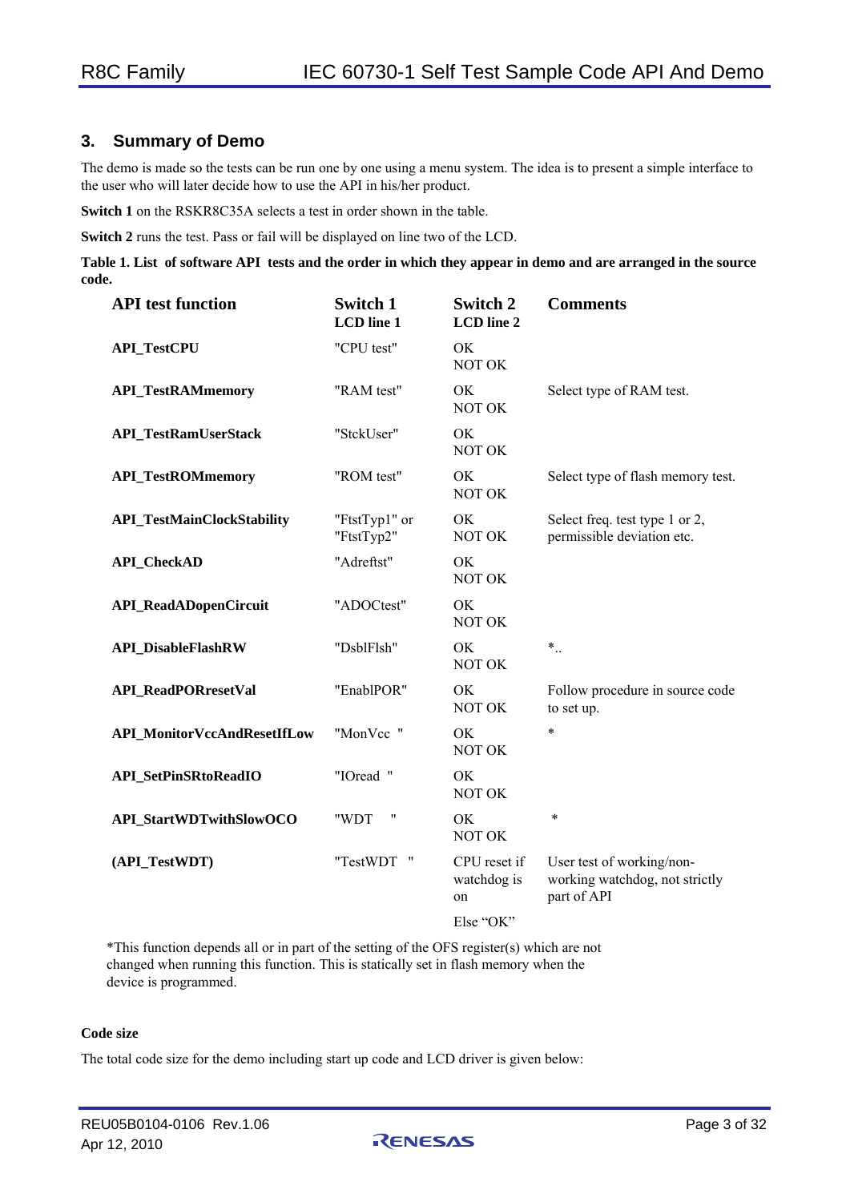## 3. Summary of Demo

The demo is made so the tests can be run one by one using a menu system. The idea is to present a simple interface to the user who will later decide how to use the API in his/her product.

**Switch 1** on the RSKR8C35A selects a test in order shown in the table.

**Switch 2** runs the test. Pass or fail will be displayed on line two of the LCD.

**Table 1. List of software API tests and the order in which they appear in demo and are arranged in the source code.**

| API test function | Switch 1<br>LCD line 1 | Switch 2<br>LCD line 2 | Comments |
|---|---|---|---|
| **API_TestCPU** | "CPU test" | OK<br>NOT OK | |
| **API_TestRAMmemory** | "RAM test" | OK<br>NOT OK | Select type of RAM test. |
| **API_TestRamUserStack** | "StckUser" | OK<br>NOT OK | |
| **API_TestROMmemory** | "ROM test" | OK<br>NOT OK | Select type of flash memory test. |
| **API_TestMainClockStability** | "FtstTyp1" or<br>"FtstTyp2" | OK<br>NOT OK | Select freq. test type 1 or 2, permissible deviation etc. |
| **API_CheckAD** | "Adreftst" | OK<br>NOT OK | |
| **API_ReadADopenCircuit** | "ADOCtest" | OK<br>NOT OK | |
| **API_DisableFlashRW** | "DsblFlsh" | OK<br>NOT OK | *.. |
| **API_ReadPORresetVal** | "EnablPOR" | OK<br>NOT OK | Follow procedure in source code to set up. |
| **API_MonitorVccAndResetIfLow** | "MonVcc " | OK<br>NOT OK | * |
| **API_SetPinSRtoReadIO** | "IOread " | OK<br>NOT OK | |
| **API_StartWDTwithSlowOCO** | "WDT " | OK<br>NOT OK | * |
| **(API_TestWDT)** | "TestWDT " | CPU reset if watchdog is on<br><br>Else "OK" | User test of working/non-working watchdog, not strictly part of API |

*This function depends all or in part of the setting of the OFS register(s) which are not changed when running this function. This is statically set in flash memory when the device is programmed.

**Code size**

The total code size for the demo including start up code and LCD driver is given below: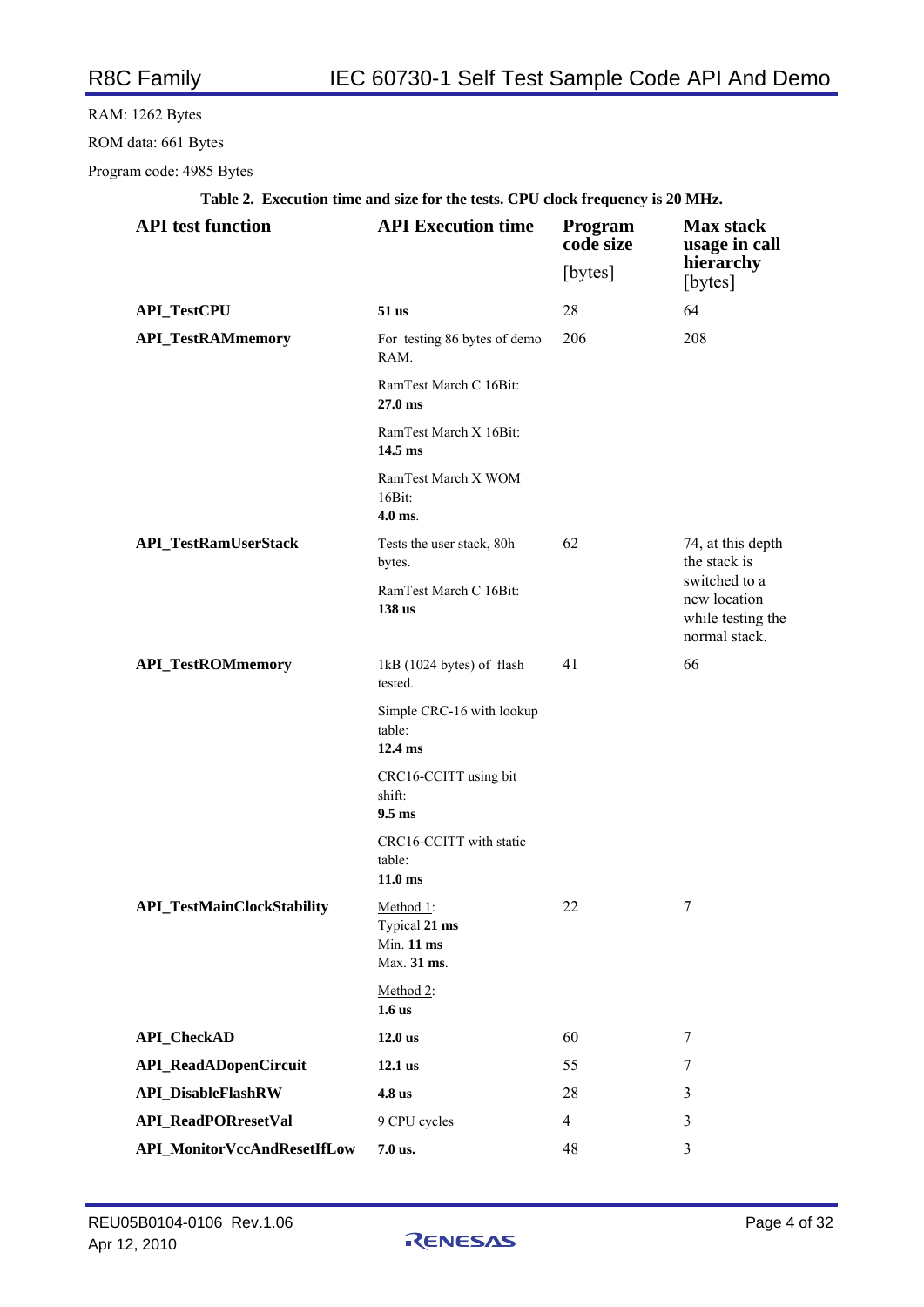RAM: 1262 Bytes

ROM data: 661 Bytes

Program code: 4985 Bytes

**Table 2. Execution time and size for the tests. CPU clock frequency is 20 MHz.**

| API test function | API Execution time | Program code size [bytes] | Max stack usage in call hierarchy [bytes] |
|---|---|---|---|
| **API_TestCPU** | **51 us** | 28 | 64 |
| **API_TestRAMmemory** | For testing 86 bytes of demo RAM.<br>RamTest March C 16Bit: **27.0 ms**<br>RamTest March X 16Bit: **14.5 ms**<br>RamTest March X WOM 16Bit: **4.0 ms**. | 206 | 208 |
| **API_TestRamUserStack** | Tests the user stack, 80h bytes.<br>RamTest March C 16Bit: **138 us** | 62 | 74, at this depth the stack is switched to a new location while testing the normal stack. |
| **API_TestROMmemory** | 1kB (1024 bytes) of flash tested.<br>Simple CRC-16 with lookup table: **12.4 ms**<br>CRC16-CCITT using bit shift: **9.5 ms**<br>CRC16-CCITT with static table: **11.0 ms** | 41 | 66 |
| **API_TestMainClockStability** | Method 1: Typical **21 ms** Min. **11 ms** Max. **31 ms**.<br>Method 2: **1.6 us** | 22 | 7 |
| **API_CheckAD** | **12.0 us** | 60 | 7 |
| **API_ReadADopenCircuit** | **12.1 us** | 55 | 7 |
| **API_DisableFlashRW** | **4.8 us** | 28 | 3 |
| **API_ReadPORresetVal** | 9 CPU cycles | 4 | 3 |
| **API_MonitorVccAndResetIfLow** | **7.0 us.** | 48 | 3 |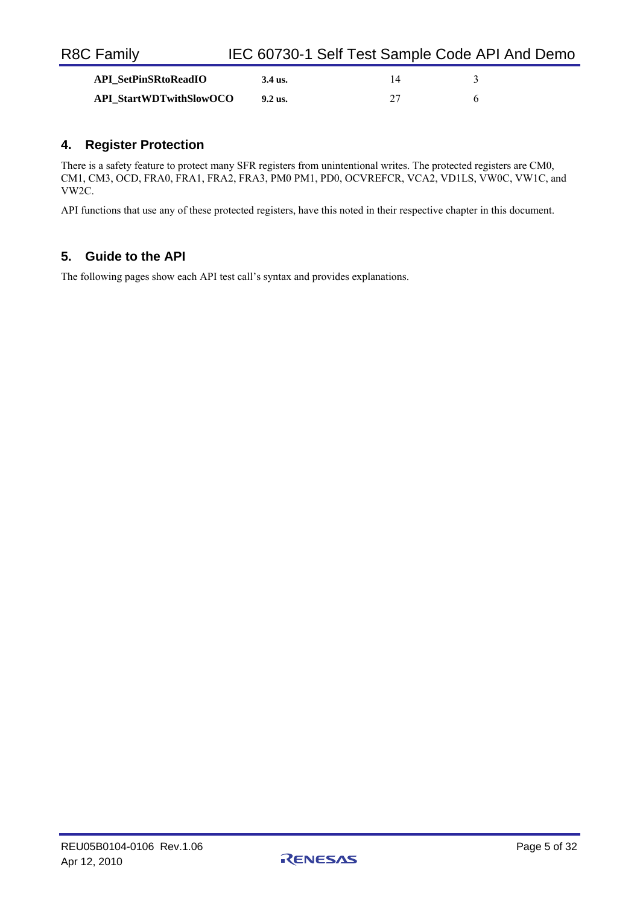| | | | |
|---|---|---|---|
| **API_SetPinSRtoReadIO** | **3.4 us.** | 14 | 3 |
| **API_StartWDTwithSlowOCO** | **9.2 us.** | 27 | 6 |

## 4. Register Protection

There is a safety feature to protect many SFR registers from unintentional writes. The protected registers are CM0, CM1, CM3, OCD, FRA0, FRA1, FRA2, FRA3, PM0 PM1, PD0, OCVREFCR, VCA2, VD1LS, VW0C, VW1C, and VW2C.

API functions that use any of these protected registers, have this noted in their respective chapter in this document.

## 5. Guide to the API

The following pages show each API test call's syntax and provides explanations.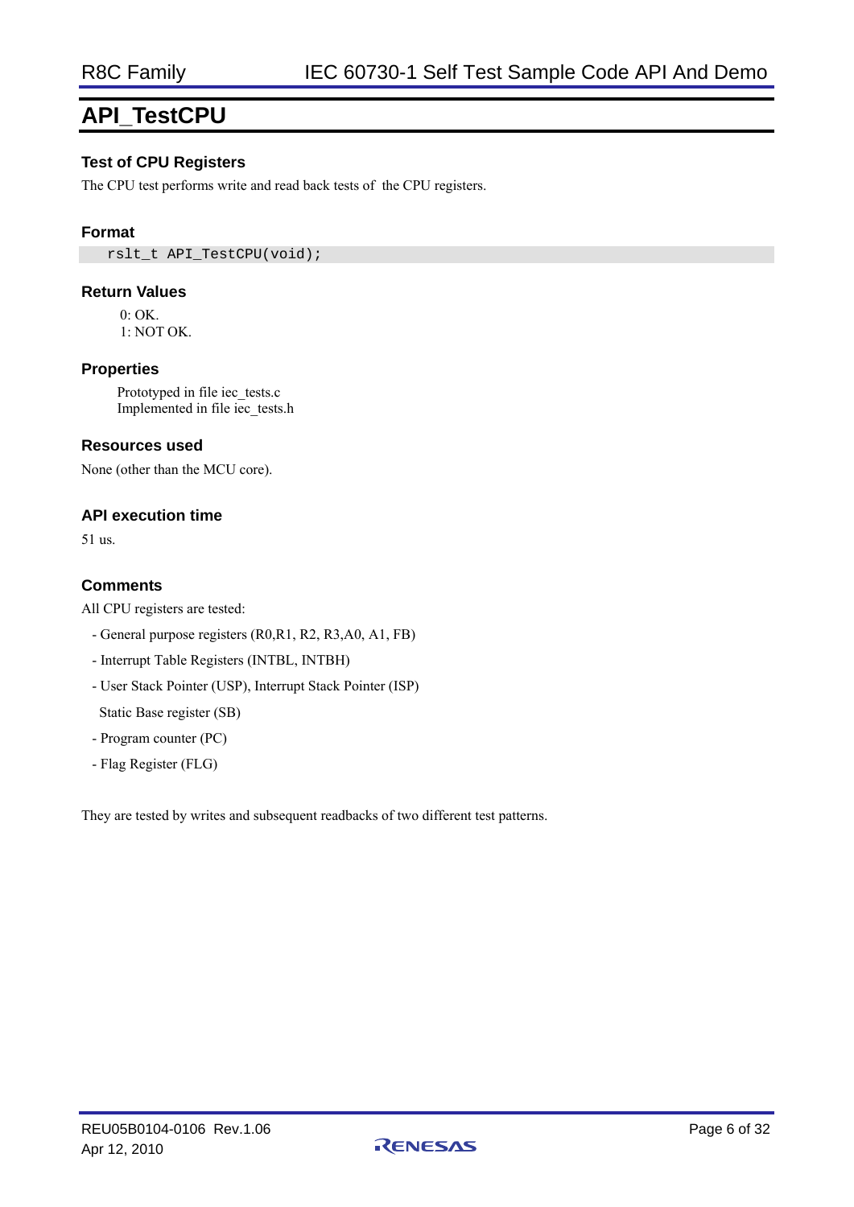# API_TestCPU

### Test of CPU Registers

The CPU test performs write and read back tests of the CPU registers.

### Format

```
rslt_t API_TestCPU(void);
```

### Return Values

0: OK.
1: NOT OK.

### Properties

Prototyped in file iec_tests.c
Implemented in file iec_tests.h

### Resources used

None (other than the MCU core).

### API execution time

51 us.

### Comments

All CPU registers are tested:

- General purpose registers (R0,R1, R2, R3,A0, A1, FB)
- Interrupt Table Registers (INTBL, INTBH)
- User Stack Pointer (USP), Interrupt Stack Pointer (ISP)
  Static Base register (SB)
- Program counter (PC)
- Flag Register (FLG)

They are tested by writes and subsequent readbacks of two different test patterns.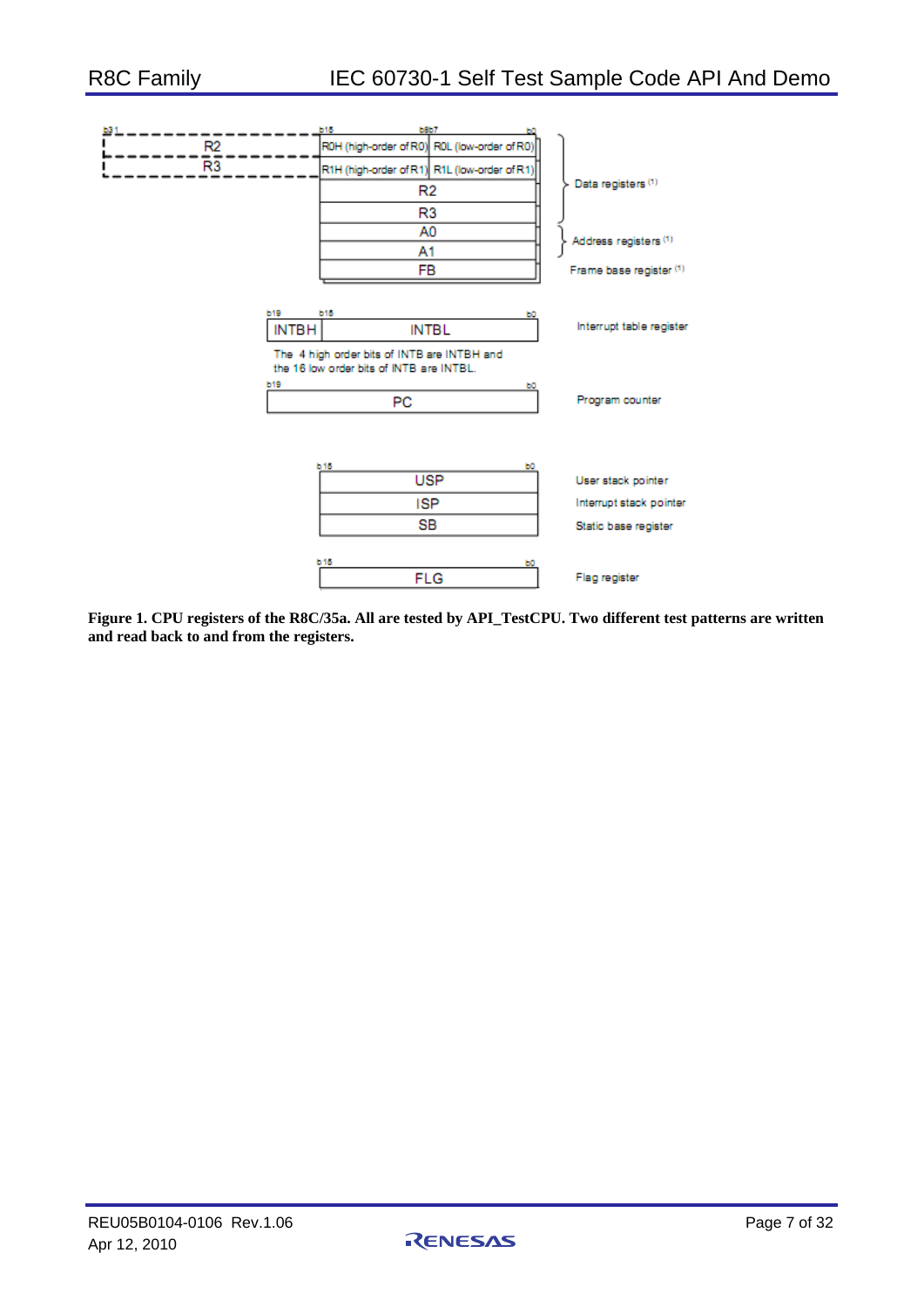| b31 | b15 | b8 b7 | b0 | |
|---|---|---|---|---|
| R2 | R0H (high-order of R0) | R0L (low-order of R0) | | Data registers (1) |
| R3 | R1H (high-order of R1) | R1L (low-order of R1) | | |
| | R2 | | | |
| | R3 | | | |
| | A0 | | | Address registers (1) |
| | A1 | | | |
| | FB | | | Frame base register (1) |

| b19 | b15 | b0 | |
|---|---|---|---|
| INTBH | INTBL | | Interrupt table register |

The 4 high order bits of INTB are INTBH and the 16 low order bits of INTB are INTBL.

| b19 | b0 | |
|---|---|---|
| PC | | Program counter |

| b15 | b0 | |
|---|---|---|
| USP | | User stack pointer |
| ISP | | Interrupt stack pointer |
| SB | | Static base register |

| b15 | b0 | |
|---|---|---|
| FLG | | Flag register |

**Figure 1. CPU registers of the R8C/35a. All are tested by API_TestCPU. Two different test patterns are written and read back to and from the registers.**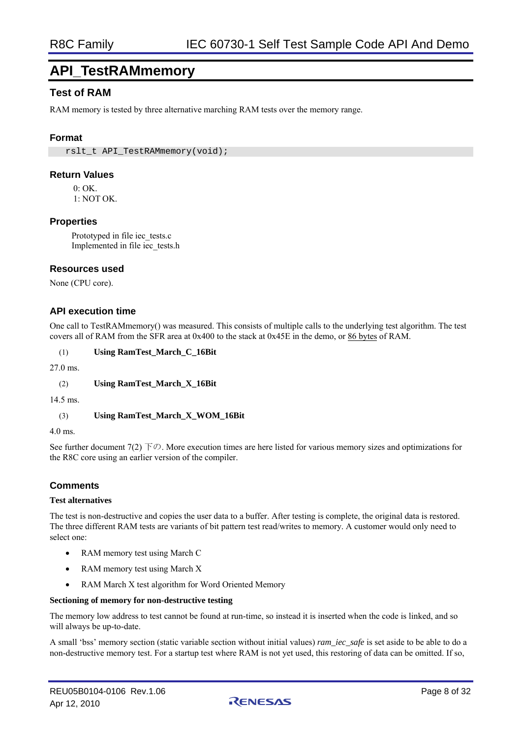# API_TestRAMmemory

## Test of RAM

RAM memory is tested by three alternative marching RAM tests over the memory range.

### Format

```
rslt_t API_TestRAMmemory(void);
```

### Return Values

0: OK.
1: NOT OK.

### Properties

Prototyped in file iec_tests.c
Implemented in file iec_tests.h

### Resources used

None (CPU core).

### API execution time

One call to TestRAMmemory() was measured. This consists of multiple calls to the underlying test algorithm. The test covers all of RAM from the SFR area at 0x400 to the stack at 0x45E in the demo, or <u>86 bytes</u> of RAM.

(1) **Using RamTest_March_C_16Bit**

27.0 ms.

(2) **Using RamTest_March_X_16Bit**

14.5 ms.

(3) **Using RamTest_March_X_WOM_16Bit**

4.0 ms.

See further document 7(2) 下の. More execution times are here listed for various memory sizes and optimizations for the R8C core using an earlier version of the compiler.

### Comments

**Test alternatives**

The test is non-destructive and copies the user data to a buffer. After testing is complete, the original data is restored. The three different RAM tests are variants of bit pattern test read/writes to memory. A customer would only need to select one:

- RAM memory test using March C
- RAM memory test using March X
- RAM March X test algorithm for Word Oriented Memory

**Sectioning of memory for non-destructive testing**

The memory low address to test cannot be found at run-time, so instead it is inserted when the code is linked, and so will always be up-to-date.

A small 'bss' memory section (static variable section without initial values) *ram_iec_safe* is set aside to be able to do a non-destructive memory test. For a startup test where RAM is not yet used, this restoring of data can be omitted. If so,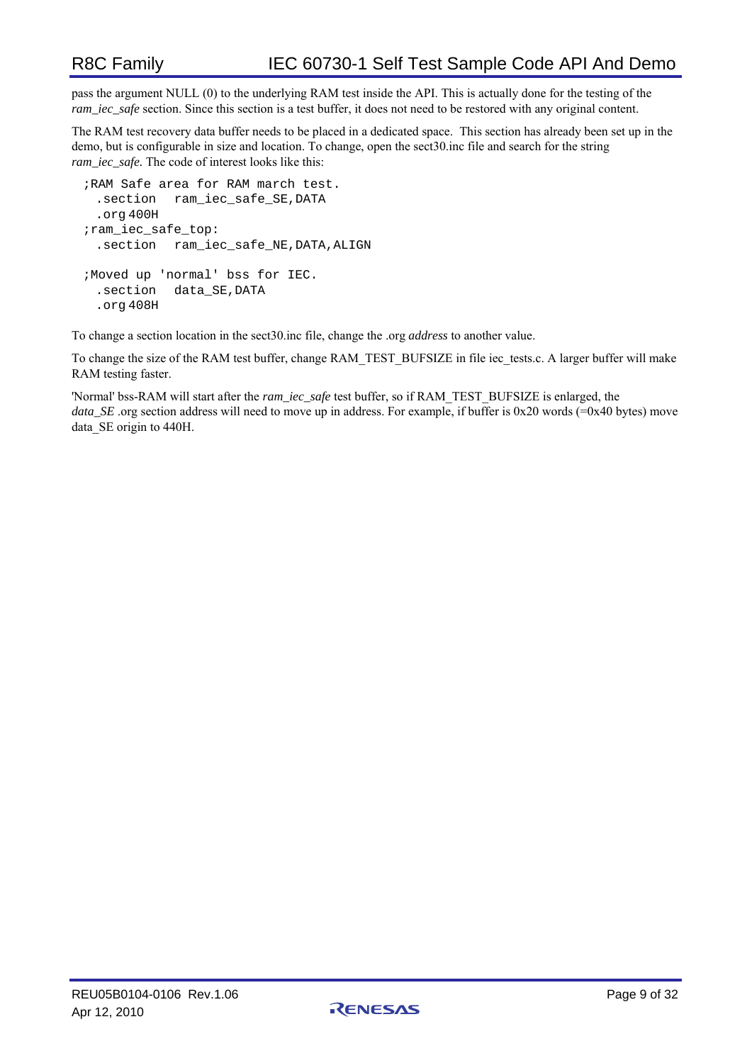pass the argument NULL (0) to the underlying RAM test inside the API. This is actually done for the testing of the *ram_iec_safe* section. Since this section is a test buffer, it does not need to be restored with any original content.

The RAM test recovery data buffer needs to be placed in a dedicated space. This section has already been set up in the demo, but is configurable in size and location. To change, open the sect30.inc file and search for the string *ram_iec_safe.* The code of interest looks like this:

```
;RAM Safe area for RAM march test.
  .section   ram_iec_safe_SE,DATA
  .org 400H
;ram_iec_safe_top:
  .section   ram_iec_safe_NE,DATA,ALIGN

;Moved up 'normal' bss for IEC.
  .section   data_SE,DATA
  .org 408H
```

To change a section location in the sect30.inc file, change the .org *address* to another value.

To change the size of the RAM test buffer, change RAM_TEST_BUFSIZE in file iec_tests.c. A larger buffer will make RAM testing faster.

'Normal' bss-RAM will start after the *ram_iec_safe* test buffer, so if RAM_TEST_BUFSIZE is enlarged, the *data_SE* .org section address will need to move up in address. For example, if buffer is 0x20 words (=0x40 bytes) move data_SE origin to 440H.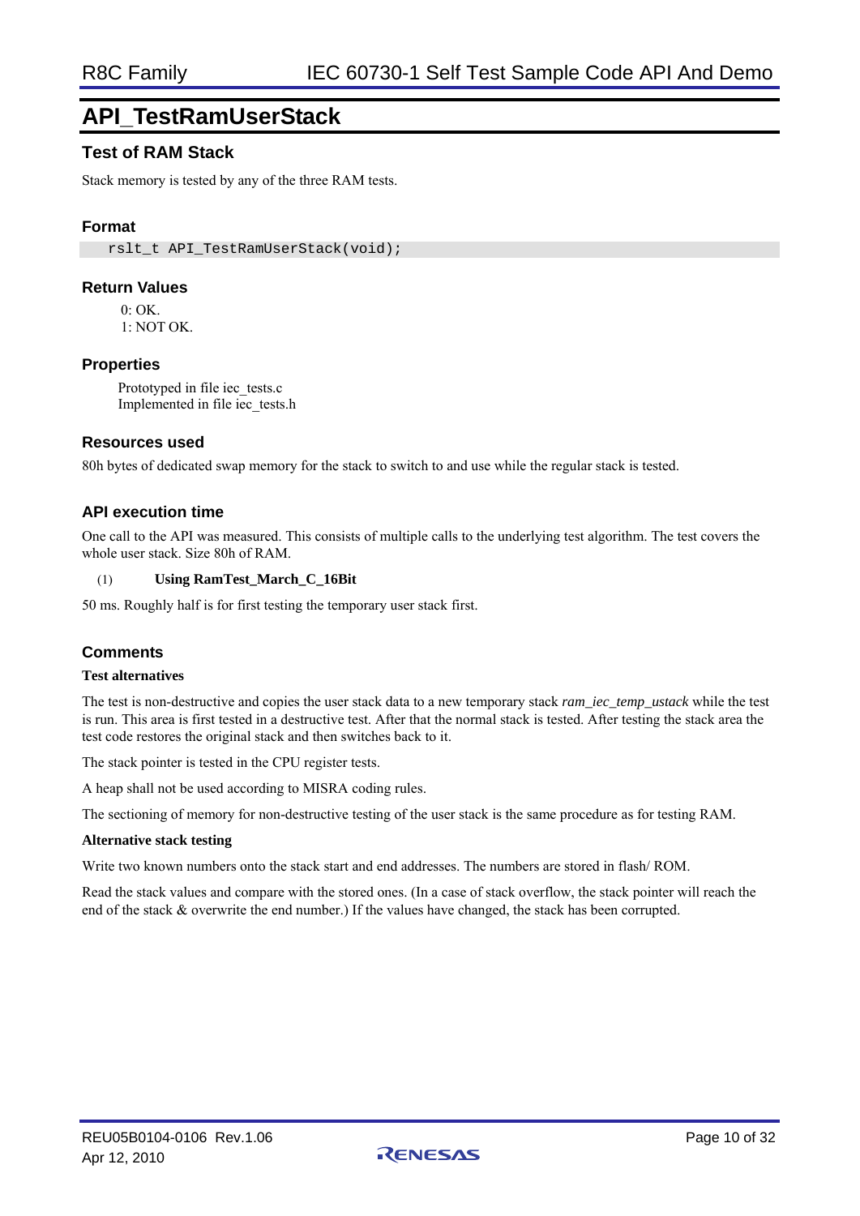# API_TestRamUserStack

## Test of RAM Stack

Stack memory is tested by any of the three RAM tests.

### Format

```
rslt_t API_TestRamUserStack(void);
```

### Return Values

0: OK.
1: NOT OK.

### Properties

Prototyped in file iec_tests.c
Implemented in file iec_tests.h

### Resources used

80h bytes of dedicated swap memory for the stack to switch to and use while the regular stack is tested.

### API execution time

One call to the API was measured. This consists of multiple calls to the underlying test algorithm. The test covers the whole user stack. Size 80h of RAM.

(1) **Using RamTest_March_C_16Bit**

50 ms. Roughly half is for first testing the temporary user stack first.

### Comments

**Test alternatives**

The test is non-destructive and copies the user stack data to a new temporary stack *ram_iec_temp_ustack* while the test is run. This area is first tested in a destructive test. After that the normal stack is tested. After testing the stack area the test code restores the original stack and then switches back to it.

The stack pointer is tested in the CPU register tests.

A heap shall not be used according to MISRA coding rules.

The sectioning of memory for non-destructive testing of the user stack is the same procedure as for testing RAM.

**Alternative stack testing**

Write two known numbers onto the stack start and end addresses. The numbers are stored in flash/ ROM.

Read the stack values and compare with the stored ones. (In a case of stack overflow, the stack pointer will reach the end of the stack & overwrite the end number.) If the values have changed, the stack has been corrupted.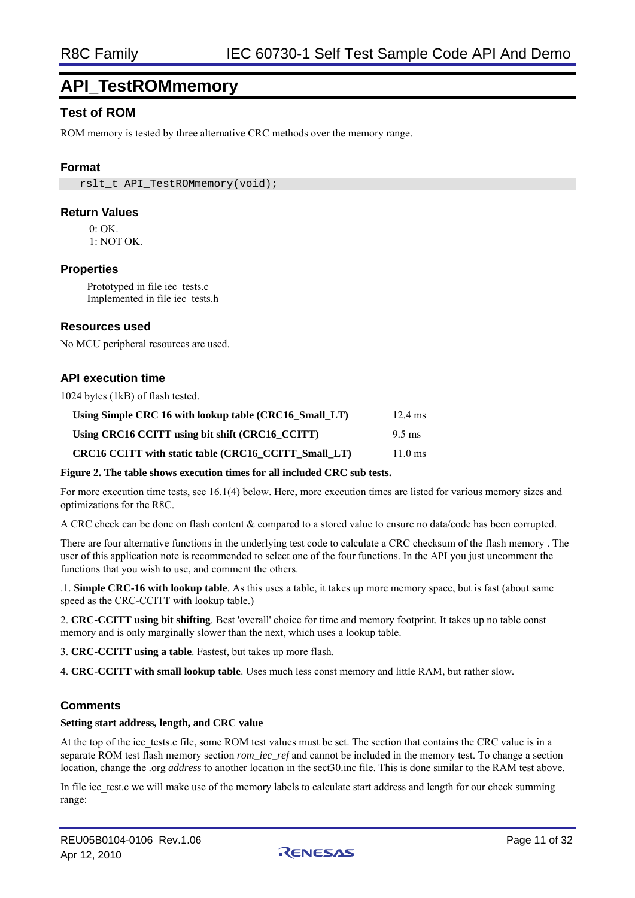# API_TestROMmemory

## Test of ROM

ROM memory is tested by three alternative CRC methods over the memory range.

### Format

```
rslt_t API_TestROMmemory(void);
```

### Return Values

0: OK.
1: NOT OK.

### Properties

Prototyped in file iec_tests.c
Implemented in file iec_tests.h

### Resources used

No MCU peripheral resources are used.

### API execution time

1024 bytes (1kB) of flash tested.

| | |
|---|---|
| **Using Simple CRC 16 with lookup table (CRC16_Small_LT)** | 12.4 ms |
| **Using CRC16 CCITT using bit shift (CRC16_CCITT)** | 9.5 ms |
| **CRC16 CCITT with static table (CRC16_CCITT_Small_LT)** | 11.0 ms |

**Figure 2. The table shows execution times for all included CRC sub tests.**

For more execution time tests, see 16.1(4) below. Here, more execution times are listed for various memory sizes and optimizations for the R8C.

A CRC check can be done on flash content & compared to a stored value to ensure no data/code has been corrupted.

There are four alternative functions in the underlying test code to calculate a CRC checksum of the flash memory . The user of this application note is recommended to select one of the four functions. In the API you just uncomment the functions that you wish to use, and comment the others.

.1. **Simple CRC-16 with lookup table**. As this uses a table, it takes up more memory space, but is fast (about same speed as the CRC-CCITT with lookup table.)

2. **CRC-CCITT using bit shifting**. Best 'overall' choice for time and memory footprint. It takes up no table const memory and is only marginally slower than the next, which uses a lookup table.

3. **CRC-CCITT using a table**. Fastest, but takes up more flash.

4. **CRC-CCITT with small lookup table**. Uses much less const memory and little RAM, but rather slow.

### Comments

**Setting start address, length, and CRC value**

At the top of the iec_tests.c file, some ROM test values must be set. The section that contains the CRC value is in a separate ROM test flash memory section *rom_iec_ref* and cannot be included in the memory test. To change a section location, change the .org *address* to another location in the sect30.inc file. This is done similar to the RAM test above.

In file iec_test.c we will make use of the memory labels to calculate start address and length for our check summing range: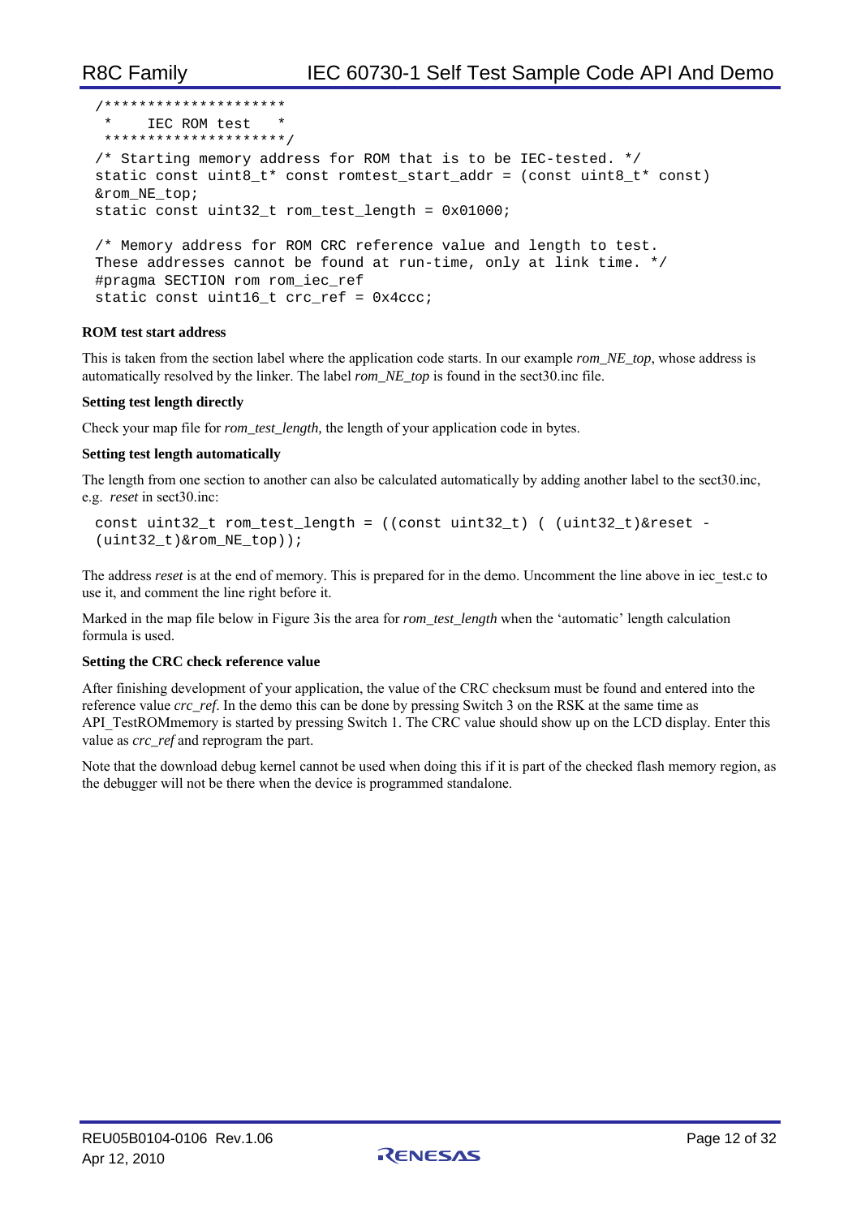```
/*********************
 *    IEC ROM test   *
 *********************/
/* Starting memory address for ROM that is to be IEC-tested. */
static const uint8_t* const romtest_start_addr = (const uint8_t* const)
&rom_NE_top;
static const uint32_t rom_test_length = 0x01000;

/* Memory address for ROM CRC reference value and length to test.
These addresses cannot be found at run-time, only at link time. */
#pragma SECTION rom rom_iec_ref
static const uint16_t crc_ref = 0x4ccc;
```

**ROM test start address**

This is taken from the section label where the application code starts. In our example *rom_NE_top*, whose address is automatically resolved by the linker. The label *rom_NE_top* is found in the sect30.inc file.

**Setting test length directly**

Check your map file for *rom_test_length,* the length of your application code in bytes.

**Setting test length automatically**

The length from one section to another can also be calculated automatically by adding another label to the sect30.inc, e.g. *reset* in sect30.inc:

```
const uint32_t rom_test_length = ((const uint32_t) ( (uint32_t)&reset -
(uint32_t)&rom_NE_top));
```

The address *reset* is at the end of memory. This is prepared for in the demo. Uncomment the line above in iec_test.c to use it, and comment the line right before it.

Marked in the map file below in Figure 3is the area for *rom_test_length* when the 'automatic' length calculation formula is used.

**Setting the CRC check reference value**

After finishing development of your application, the value of the CRC checksum must be found and entered into the reference value *crc_ref*. In the demo this can be done by pressing Switch 3 on the RSK at the same time as API_TestROMmemory is started by pressing Switch 1. The CRC value should show up on the LCD display. Enter this value as *crc_ref* and reprogram the part.

Note that the download debug kernel cannot be used when doing this if it is part of the checked flash memory region, as the debugger will not be there when the device is programmed standalone.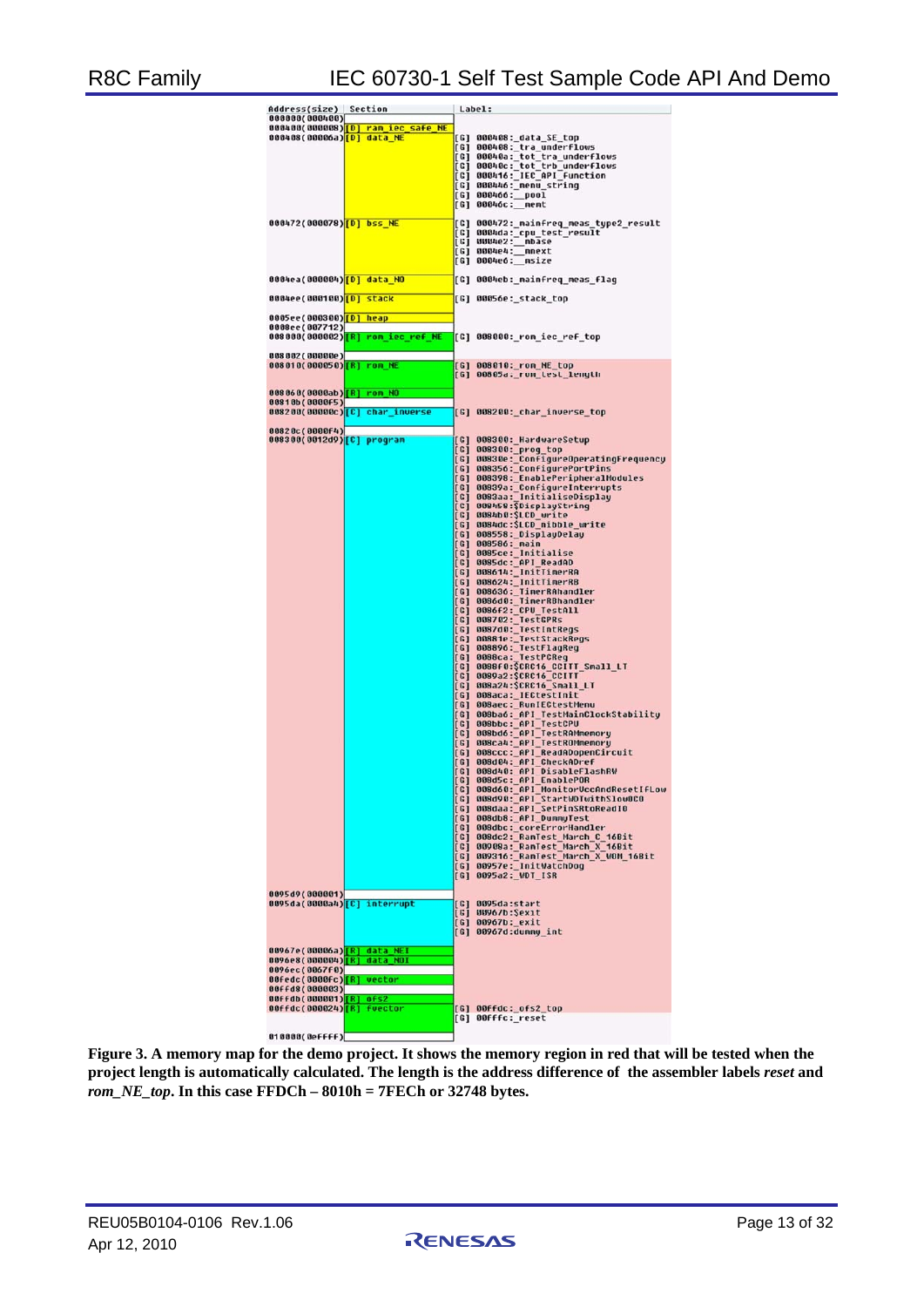| Address(size) | Section | Label: |
|---|---|---|
| 000000(000400) | | |
| 000400(000008) | [D] ram_iec_safe_NE | |
| 000408(00006a) | [D] data_NE | [G] 000408:_data_SE_top<br>[G] 000408:_tra_underflows<br>[G] 00040a:_tot_tra_underflows<br>[G] 00040c:_tot_trb_underflows<br>[G] 000416:_IEC_API_Function<br>[G] 000446:_menu_string<br>[G] 000466:__pool<br>[G] 00046c:__memt |
| 000472(000078) | [D] bss_NE | [G] 000472:_mainfreq_meas_type2_result<br>[G] 0004da:_cpu_test_result<br>[G] 0004e2:__mbase<br>[G] 0004e4:__mnext<br>[G] 0004e6:__msize |
| 0004ea(000004) | [D] data_NO | [G] 0004eb:_mainfreq_meas_flag |
| 0004ee(000100) | [D] stack | [G] 00056e:_stack_top |
| 0005ee(000300) | [D] heap | |
| 0008ee(007712) | | |
| 008000(000002) | [R] rom_iec_ref_NE | [G] 008000:_rom_iec_ref_top |
| 008002(00000e) | | |
| 008010(000050) | [R] rom_NE | [G] 008010:_rom_NE_top<br>[G] 00805a:_rom_test_length |
| 008060(0000ab) | [R] rom_NO | |
| 00810b(0000f5) | | |
| 008200(00000c) | [C] char_inverse | [G] 008200:_char_inverse_top |
| 00820c(0000f4) | | |
| 008300(0012d9) | [C] program | [G] 008300:_HardwareSetup<br>[G] 008300:_prog_top<br>[G] 00830e:_ConfigureOperatingFrequency<br>[G] 008356:_ConfigurePortPins<br>[G] 008398:_EnablePeripheralModules<br>[G] 00839a:_ConfigureInterrupts<br>[G] 0083aa:_InitialiseDisplay<br>[G] 008459:$DisplayString<br>[G] 0084b0:$LCD_write<br>[G] 0084dc:$LCD_nibble_write<br>[G] 008558:_DisplayDelay<br>[G] 008586:_main<br>[G] 0085ce:_Initialise<br>[G] 0085dc:_API_ReadAD<br>[G] 008614:_InitTimerRA<br>[G] 008624:_InitTimerRB<br>[G] 008636:_TimerRAhandler<br>[G] 0086d0:_TimerRBhandler<br>[G] 0086f2:_CPU_TestAll<br>[G] 008702:_TestGPRs<br>[G] 0087d0:_TestIntRegs<br>[G] 00881e:_TestStackRegs<br>[G] 008896:_TestFlagReg<br>[G] 0088ca:_TestPCReg<br>[G] 0088f0:$CRC16_CCITT_Small_LT<br>[G] 0089a2:$CRC16_CCITT<br>[G] 008a24:$CRC16_Small_LT<br>[G] 008aca:_IECtestInit<br>[G] 008aec:_RunIECtestMenu<br>[G] 008ba6:_API_TestMainClockStability<br>[G] 008bbc:_API_TestCPU<br>[G] 008bd6:_API_TestRAMmemory<br>[G] 008ca4:_API_TestROMmemory<br>[G] 008ccc:_API_ReadADopenCircuit<br>[G] 008d04:_API_CheckADref<br>[G] 008d40:_API_DisableFlashRW<br>[G] 008d5c:_API_EnablePOR<br>[G] 008d60:_API_MonitorVccAndResetIfLow<br>[G] 008d90:_API_StartWDTwithSlowOCO<br>[G] 008daa:_API_SetPinSRtoReadIO<br>[G] 008db8:_API_DummyTest<br>[G] 008dbc:_coreErrorHandler<br>[G] 008dc2:_RamTest_March_C_16Bit<br>[G] 00908a:_RamTest_March_X_16Bit<br>[G] 009316:_RamTest_March_X_WOM_16Bit<br>[G] 00957e:_InitWatchDog<br>[G] 0095a2:_WDT_ISR |
| 0095d9(000001) | | |
| 0095da(0000a4) | [C] interrupt | [G] 0095da:start<br>[G] 00967b:$exit<br>[G] 00967b:_exit<br>[G] 00967d:dummy_int |
| 00967e(00006a) | [R] data_NEI | |
| 0096e8(000004) | [R] data_NOI | |
| 0096ec(0067f0) | | |
| 00fedc(0000fc) | [R] vector | |
| 00ffd8(000003) | | |
| 00ffdb(000001) | [R] ofs2 | |
| 00ffdc(000024) | [R] fvector | [G] 00ffdc:_ofs2_top<br>[G] 00fffc:_reset |
| 010000(0effff) | | |

**Figure 3. A memory map for the demo project. It shows the memory region in red that will be tested when the project length is automatically calculated. The length is the address difference of the assembler labels *reset* and *rom_NE_top*. In this case FFDCh – 8010h = 7FECh or 32748 bytes.**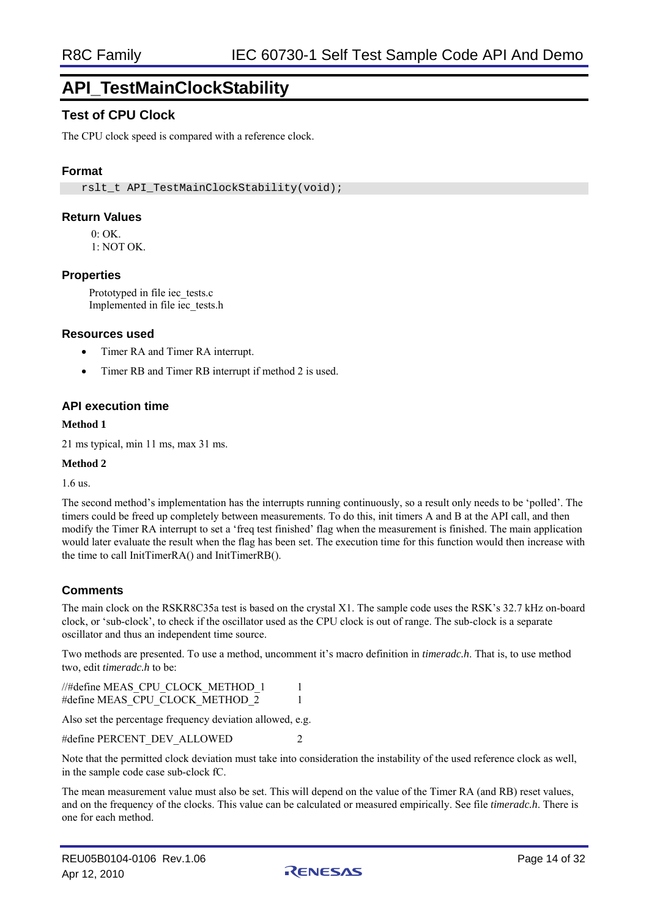# API_TestMainClockStability

## Test of CPU Clock

The CPU clock speed is compared with a reference clock.

### Format

```
rslt_t API_TestMainClockStability(void);
```

### Return Values

0: OK.
1: NOT OK.

### Properties

Prototyped in file iec_tests.c
Implemented in file iec_tests.h

### Resources used

- Timer RA and Timer RA interrupt.
- Timer RB and Timer RB interrupt if method 2 is used.

### API execution time

**Method 1**

21 ms typical, min 11 ms, max 31 ms.

**Method 2**

1.6 us.

The second method's implementation has the interrupts running continuously, so a result only needs to be 'polled'. The timers could be freed up completely between measurements. To do this, init timers A and B at the API call, and then modify the Timer RA interrupt to set a 'freq test finished' flag when the measurement is finished. The main application would later evaluate the result when the flag has been set. The execution time for this function would then increase with the time to call InitTimerRA() and InitTimerRB().

### Comments

The main clock on the RSKR8C35a test is based on the crystal X1. The sample code uses the RSK's 32.7 kHz on-board clock, or 'sub-clock', to check if the oscillator used as the CPU clock is out of range. The sub-clock is a separate oscillator and thus an independent time source.

Two methods are presented. To use a method, uncomment it's macro definition in *timeradc.h*. That is, to use method two, edit *timeradc.h* to be:

```
//#define MEAS_CPU_CLOCK_METHOD_1        1
#define MEAS_CPU_CLOCK_METHOD_2          1
```

Also set the percentage frequency deviation allowed, e.g.

```
#define PERCENT_DEV_ALLOWED              2
```

Note that the permitted clock deviation must take into consideration the instability of the used reference clock as well, in the sample code case sub-clock fC.

The mean measurement value must also be set. This will depend on the value of the Timer RA (and RB) reset values, and on the frequency of the clocks. This value can be calculated or measured empirically. See file *timeradc.h*. There is one for each method.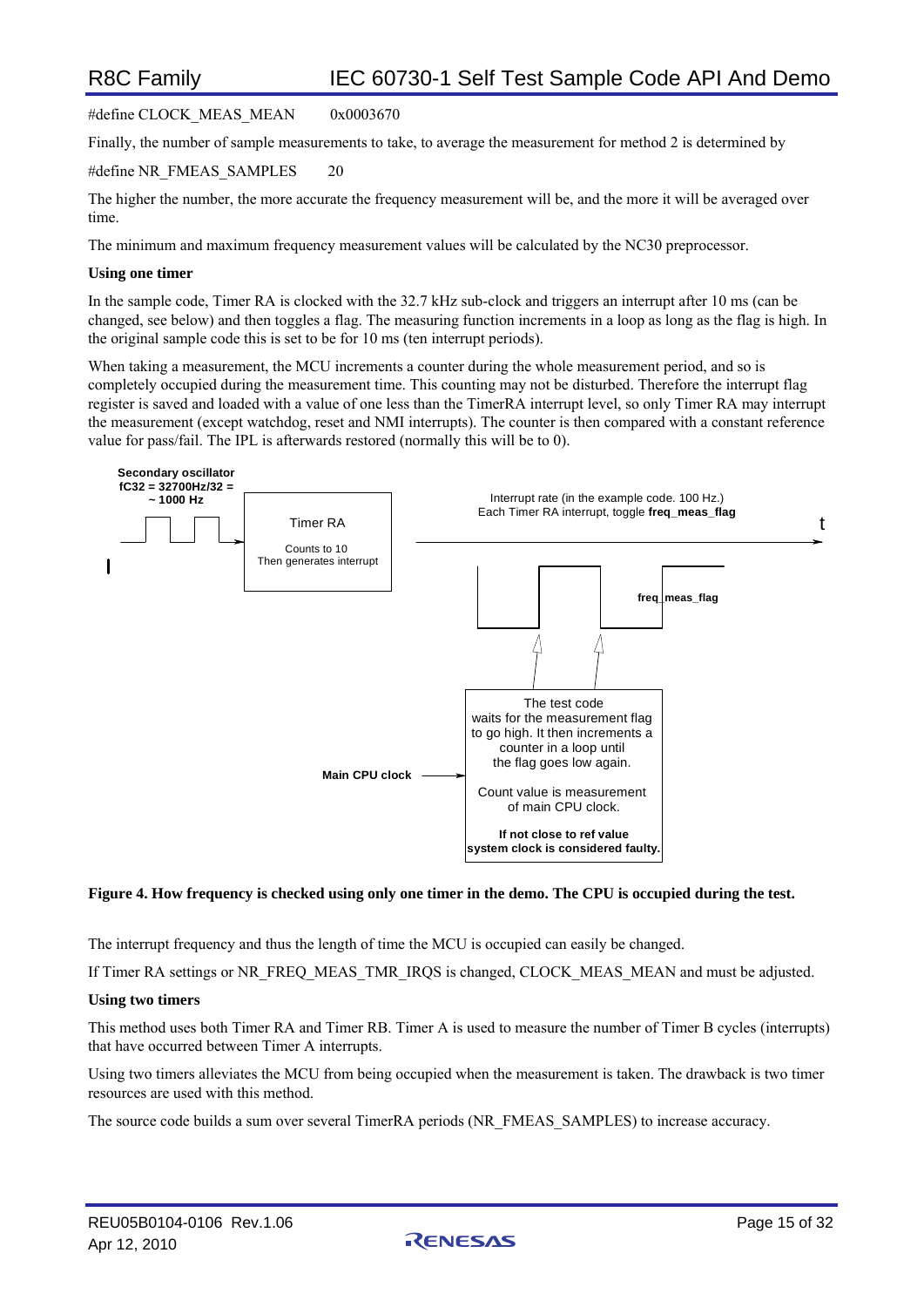#define CLOCK_MEAS_MEAN 0x0003670

Finally, the number of sample measurements to take, to average the measurement for method 2 is determined by

#define NR_FMEAS_SAMPLES 20

The higher the number, the more accurate the frequency measurement will be, and the more it will be averaged over time.

The minimum and maximum frequency measurement values will be calculated by the NC30 preprocessor.

**Using one timer**

In the sample code, Timer RA is clocked with the 32.7 kHz sub-clock and triggers an interrupt after 10 ms (can be changed, see below) and then toggles a flag. The measuring function increments in a loop as long as the flag is high. In the original sample code this is set to be for 10 ms (ten interrupt periods).

When taking a measurement, the MCU increments a counter during the whole measurement period, and so is completely occupied during the measurement time. This counting may not be disturbed. Therefore the interrupt flag register is saved and loaded with a value of one less than the TimerRA interrupt level, so only Timer RA may interrupt the measurement (except watchdog, reset and NMI interrupts). The counter is then compared with a constant reference value for pass/fail. The IPL is afterwards restored (normally this will be to 0).

**Secondary oscillator fC32 = 32700Hz/32 = ~ 1000 Hz**

Timer RA

Counts to 10
Then generates interrupt

Interrupt rate (in the example code. 100 Hz.)
Each Timer RA interrupt, toggle **freq_meas_flag**

t

**freq_meas_flag**

**Main CPU clock**

The test code waits for the measurement flag to go high. It then increments a counter in a loop until the flag goes low again.

Count value is measurement of main CPU clock.

**If not close to ref value system clock is considered faulty.**

**Figure 4. How frequency is checked using only one timer in the demo. The CPU is occupied during the test.**

The interrupt frequency and thus the length of time the MCU is occupied can easily be changed.

If Timer RA settings or NR_FREQ_MEAS_TMR_IRQS is changed, CLOCK_MEAS_MEAN and must be adjusted.

**Using two timers**

This method uses both Timer RA and Timer RB. Timer A is used to measure the number of Timer B cycles (interrupts) that have occurred between Timer A interrupts.

Using two timers alleviates the MCU from being occupied when the measurement is taken. The drawback is two timer resources are used with this method.

The source code builds a sum over several TimerRA periods (NR_FMEAS_SAMPLES) to increase accuracy.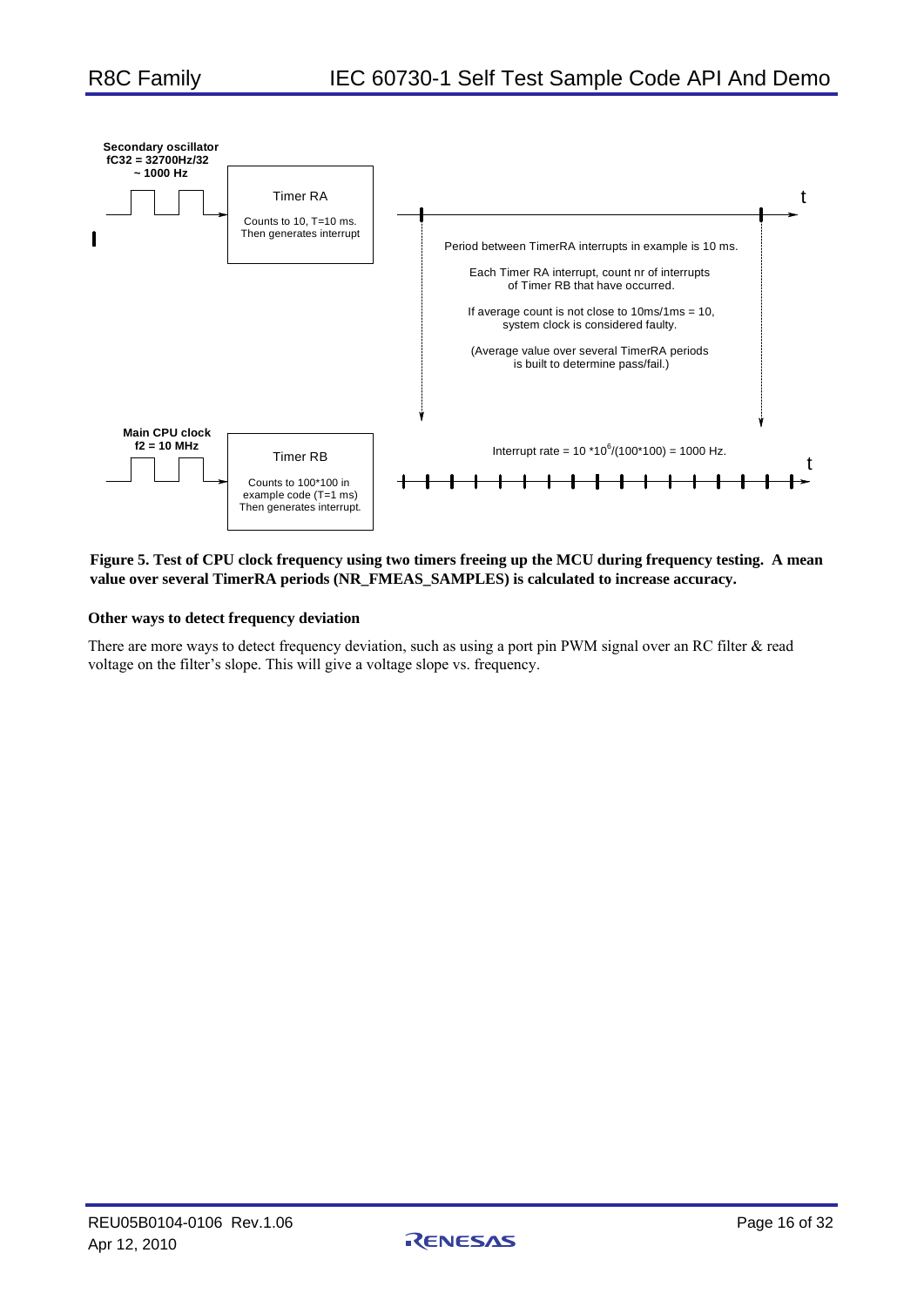Secondary oscillator
fC32 = 32700Hz/32
~ 1000 Hz

Timer RA

Counts to 10, T=10 ms.
Then generates interrupt

Period between TimerRA interrupts in example is 10 ms.

Each Timer RA interrupt, count nr of interrupts of Timer RB that have occurred.

If average count is not close to 10ms/1ms = 10, system clock is considered faulty.

(Average value over several TimerRA periods is built to determine pass/fail.)

Main CPU clock
f2 = 10 MHz

Timer RB

Counts to 100*100 in example code (T=1 ms)
Then generates interrupt.

Interrupt rate = $10 * 10^6 / (100*100) = 1000$ Hz.

**Figure 5. Test of CPU clock frequency using two timers freeing up the MCU during frequency testing. A mean value over several TimerRA periods (NR_FMEAS_SAMPLES) is calculated to increase accuracy.**

**Other ways to detect frequency deviation**

There are more ways to detect frequency deviation, such as using a port pin PWM signal over an RC filter & read voltage on the filter's slope. This will give a voltage slope vs. frequency.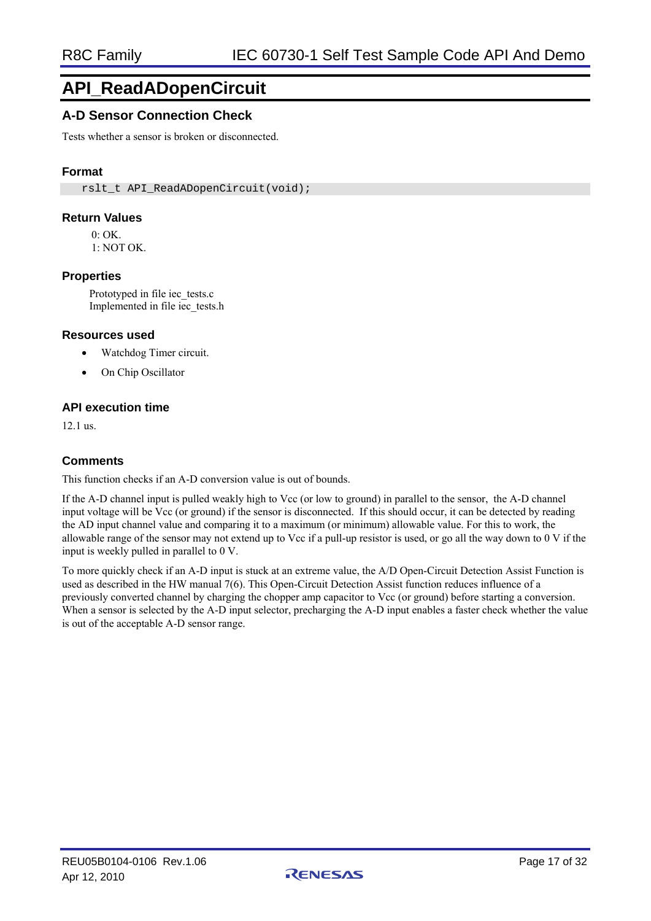# API_ReadADopenCircuit

## A-D Sensor Connection Check

Tests whether a sensor is broken or disconnected.

### Format

```
rslt_t API_ReadADopenCircuit(void);
```

### Return Values

0: OK.
1: NOT OK.

### Properties

Prototyped in file iec_tests.c
Implemented in file iec_tests.h

### Resources used

- Watchdog Timer circuit.
- On Chip Oscillator

### API execution time

12.1 us.

### Comments

This function checks if an A-D conversion value is out of bounds.

If the A-D channel input is pulled weakly high to Vcc (or low to ground) in parallel to the sensor, the A-D channel input voltage will be Vcc (or ground) if the sensor is disconnected. If this should occur, it can be detected by reading the AD input channel value and comparing it to a maximum (or minimum) allowable value. For this to work, the allowable range of the sensor may not extend up to Vcc if a pull-up resistor is used, or go all the way down to 0 V if the input is weekly pulled in parallel to 0 V.

To more quickly check if an A-D input is stuck at an extreme value, the A/D Open-Circuit Detection Assist Function is used as described in the HW manual 7(6). This Open-Circuit Detection Assist function reduces influence of a previously converted channel by charging the chopper amp capacitor to Vcc (or ground) before starting a conversion. When a sensor is selected by the A-D input selector, precharging the A-D input enables a faster check whether the value is out of the acceptable A-D sensor range.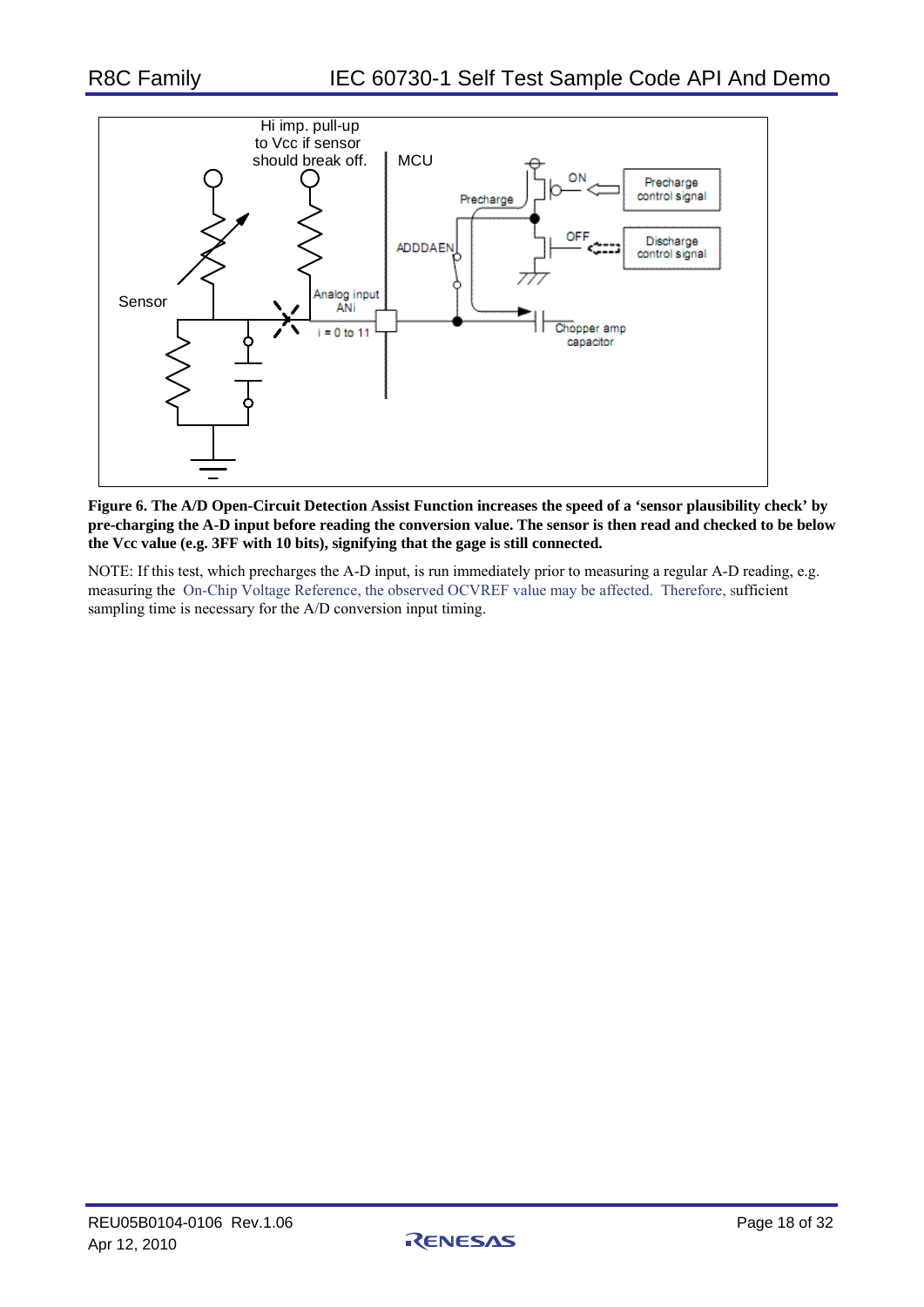**Figure 6. The A/D Open-Circuit Detection Assist Function increases the speed of a 'sensor plausibility check' by pre-charging the A-D input before reading the conversion value. The sensor is then read and checked to be below the Vcc value (e.g. 3FF with 10 bits), signifying that the gage is still connected.**

NOTE: If this test, which precharges the A-D input, is run immediately prior to measuring a regular A-D reading, e.g. measuring the On-Chip Voltage Reference, the observed OCVREF value may be affected. Therefore, sufficient sampling time is necessary for the A/D conversion input timing.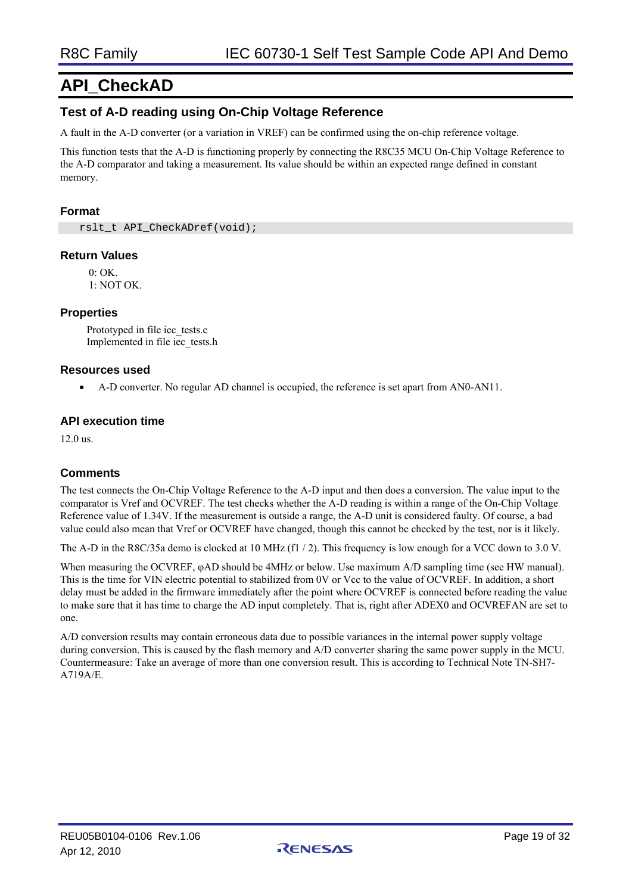# API_CheckAD

## Test of A-D reading using On-Chip Voltage Reference

A fault in the A-D converter (or a variation in VREF) can be confirmed using the on-chip reference voltage.

This function tests that the A-D is functioning properly by connecting the R8C35 MCU On-Chip Voltage Reference to the A-D comparator and taking a measurement. Its value should be within an expected range defined in constant memory.

### Format

```
rslt_t API_CheckADref(void);
```

### Return Values

0: OK.
1: NOT OK.

### Properties

Prototyped in file iec_tests.c
Implemented in file iec_tests.h

### Resources used

- A-D converter. No regular AD channel is occupied, the reference is set apart from AN0-AN11.

### API execution time

12.0 us.

### Comments

The test connects the On-Chip Voltage Reference to the A-D input and then does a conversion. The value input to the comparator is Vref and OCVREF. The test checks whether the A-D reading is within a range of the On-Chip Voltage Reference value of 1.34V. If the measurement is outside a range, the A-D unit is considered faulty. Of course, a bad value could also mean that Vref or OCVREF have changed, though this cannot be checked by the test, nor is it likely.

The A-D in the R8C/35a demo is clocked at 10 MHz (f1 / 2). This frequency is low enough for a VCC down to 3.0 V.

When measuring the OCVREF, φAD should be 4MHz or below. Use maximum A/D sampling time (see HW manual). This is the time for VIN electric potential to stabilized from 0V or Vcc to the value of OCVREF. In addition, a short delay must be added in the firmware immediately after the point where OCVREF is connected before reading the value to make sure that it has time to charge the AD input completely. That is, right after ADEX0 and OCVREFAN are set to one.

A/D conversion results may contain erroneous data due to possible variances in the internal power supply voltage during conversion. This is caused by the flash memory and A/D converter sharing the same power supply in the MCU. Countermeasure: Take an average of more than one conversion result. This is according to Technical Note TN-SH7-A719A/E.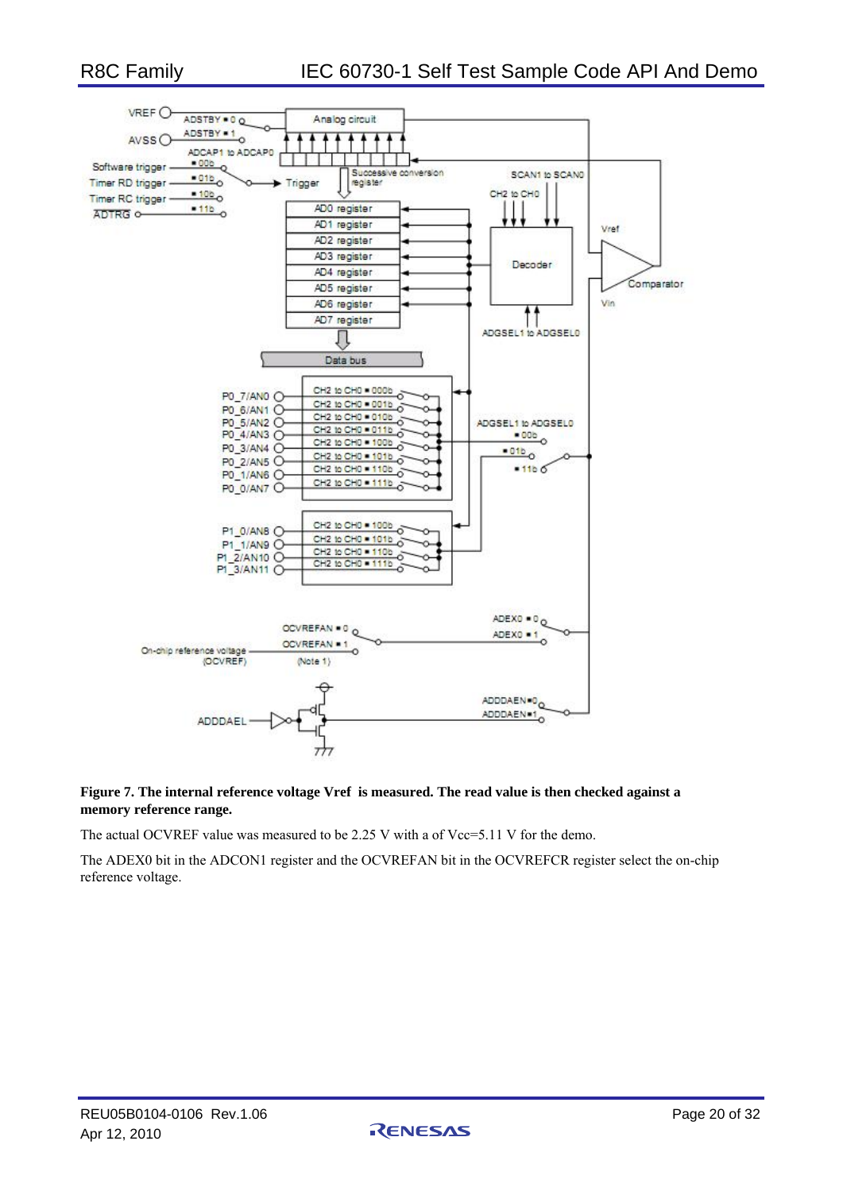**Figure 7. The internal reference voltage Vref is measured. The read value is then checked against a memory reference range.**

The actual OCVREF value was measured to be 2.25 V with a of Vcc=5.11 V for the demo.

The ADEX0 bit in the ADCON1 register and the OCVREFAN bit in the OCVREFCR register select the on-chip reference voltage.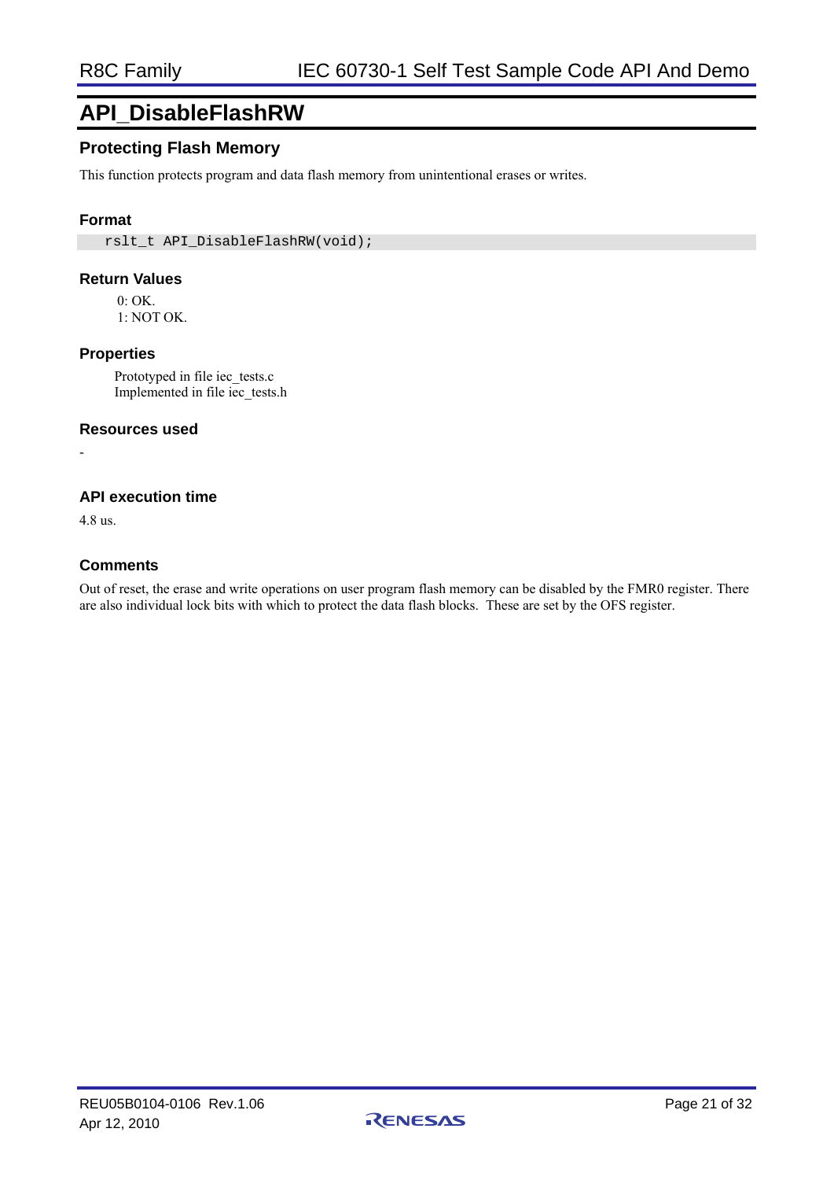# API_DisableFlashRW

### Protecting Flash Memory

This function protects program and data flash memory from unintentional erases or writes.

### Format

```
rslt_t API_DisableFlashRW(void);
```

### Return Values

0: OK.
1: NOT OK.

### Properties

Prototyped in file iec_tests.c
Implemented in file iec_tests.h

### Resources used

-

### API execution time

4.8 us.

### Comments

Out of reset, the erase and write operations on user program flash memory can be disabled by the FMR0 register. There are also individual lock bits with which to protect the data flash blocks.  These are set by the OFS register.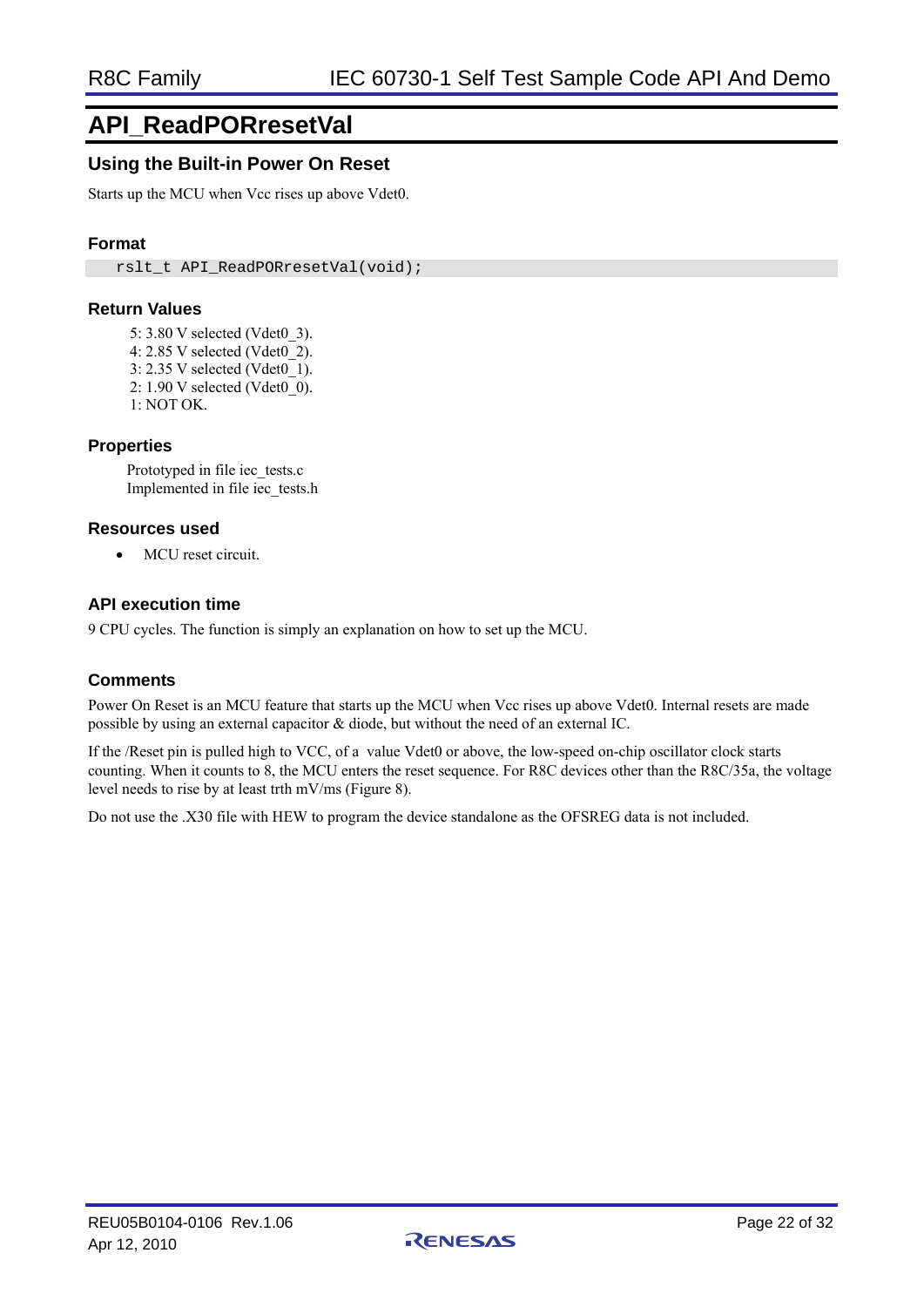# API_ReadPORresetVal

## Using the Built-in Power On Reset

Starts up the MCU when Vcc rises up above Vdet0.

### Format

```
rslt_t API_ReadPORresetVal(void);
```

### Return Values

5: 3.80 V selected (Vdet0_3).
4: 2.85 V selected (Vdet0_2).
3: 2.35 V selected (Vdet0_1).
2: 1.90 V selected (Vdet0_0).
1: NOT OK.

### Properties

Prototyped in file iec_tests.c
Implemented in file iec_tests.h

### Resources used

- MCU reset circuit.

### API execution time

9 CPU cycles. The function is simply an explanation on how to set up the MCU.

### Comments

Power On Reset is an MCU feature that starts up the MCU when Vcc rises up above Vdet0. Internal resets are made possible by using an external capacitor & diode, but without the need of an external IC.

If the /Reset pin is pulled high to VCC, of a value Vdet0 or above, the low-speed on-chip oscillator clock starts counting. When it counts to 8, the MCU enters the reset sequence. For R8C devices other than the R8C/35a, the voltage level needs to rise by at least trth mV/ms (Figure 8).

Do not use the .X30 file with HEW to program the device standalone as the OFSREG data is not included.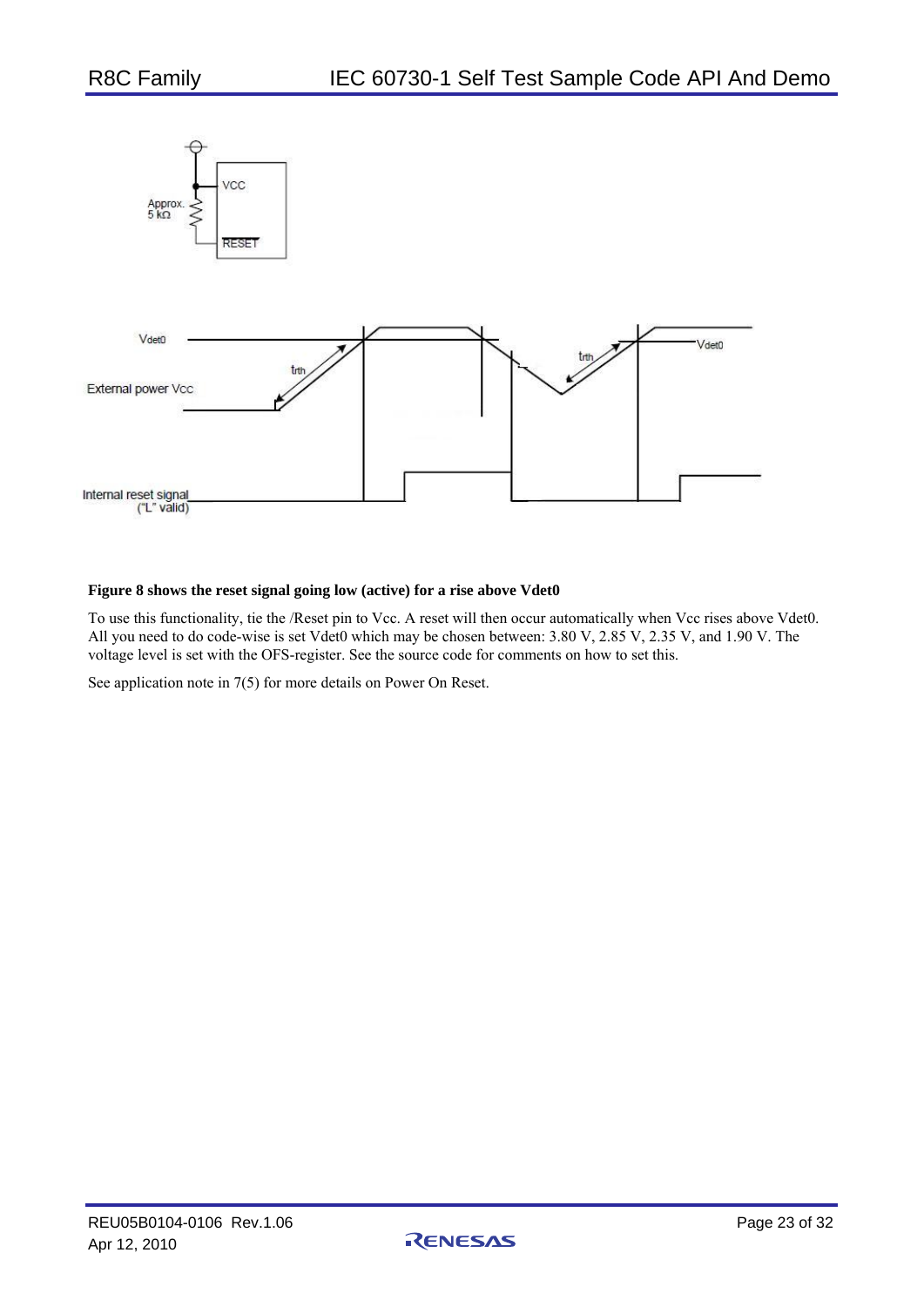**Figure 8 shows the reset signal going low (active) for a rise above Vdet0**

To use this functionality, tie the /Reset pin to Vcc. A reset will then occur automatically when Vcc rises above Vdet0. All you need to do code-wise is set Vdet0 which may be chosen between: 3.80 V, 2.85 V, 2.35 V, and 1.90 V. The voltage level is set with the OFS-register. See the source code for comments on how to set this.

See application note in 7(5) for more details on Power On Reset.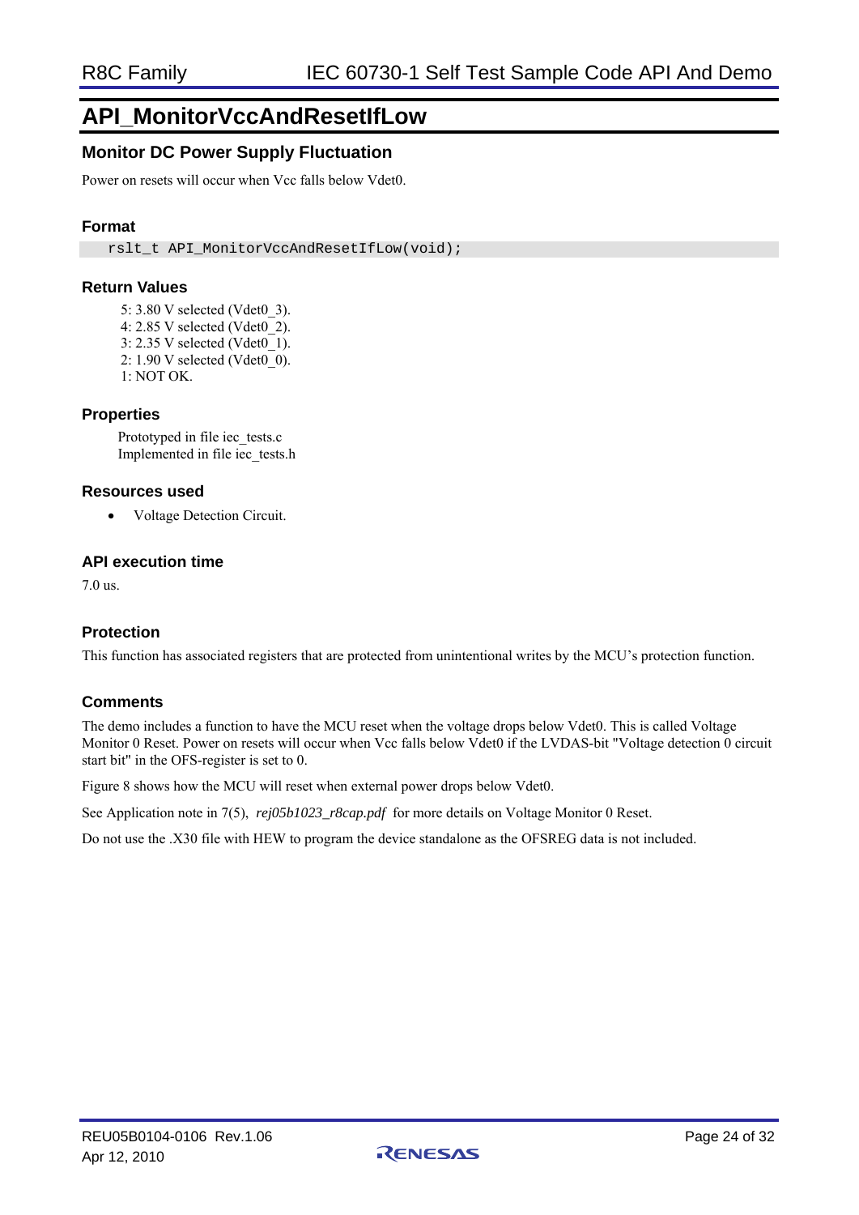# API_MonitorVccAndResetIfLow

## Monitor DC Power Supply Fluctuation

Power on resets will occur when Vcc falls below Vdet0.

### Format

```
rslt_t API_MonitorVccAndResetIfLow(void);
```

### Return Values

5: 3.80 V selected (Vdet0_3).
4: 2.85 V selected (Vdet0_2).
3: 2.35 V selected (Vdet0_1).
2: 1.90 V selected (Vdet0_0).
1: NOT OK.

### Properties

Prototyped in file iec_tests.c
Implemented in file iec_tests.h

### Resources used

- Voltage Detection Circuit.

### API execution time

7.0 us.

### Protection

This function has associated registers that are protected from unintentional writes by the MCU's protection function.

### Comments

The demo includes a function to have the MCU reset when the voltage drops below Vdet0. This is called Voltage Monitor 0 Reset. Power on resets will occur when Vcc falls below Vdet0 if the LVDAS-bit "Voltage detection 0 circuit start bit" in the OFS-register is set to 0.

Figure 8 shows how the MCU will reset when external power drops below Vdet0.

See Application note in 7(5), *rej05b1023_r8cap.pdf* for more details on Voltage Monitor 0 Reset.

Do not use the .X30 file with HEW to program the device standalone as the OFSREG data is not included.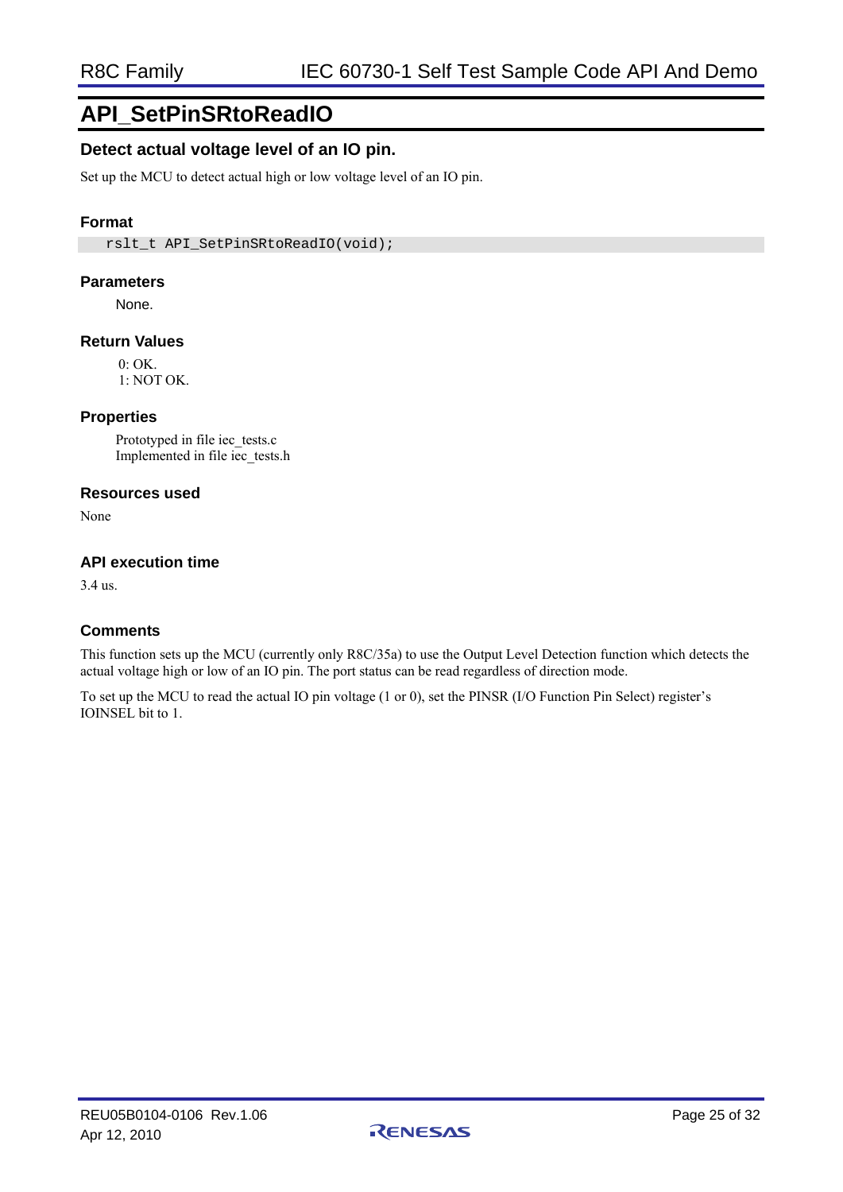# API_SetPinSRtoReadIO

### Detect actual voltage level of an IO pin.

Set up the MCU to detect actual high or low voltage level of an IO pin.

### Format

```
rslt_t API_SetPinSRtoReadIO(void);
```

### Parameters

None.

### Return Values

0: OK.
1: NOT OK.

### Properties

Prototyped in file iec_tests.c
Implemented in file iec_tests.h

### Resources used

None

### API execution time

3.4 us.

### Comments

This function sets up the MCU (currently only R8C/35a) to use the Output Level Detection function which detects the actual voltage high or low of an IO pin. The port status can be read regardless of direction mode.

To set up the MCU to read the actual IO pin voltage (1 or 0), set the PINSR (I/O Function Pin Select) register's IOINSEL bit to 1.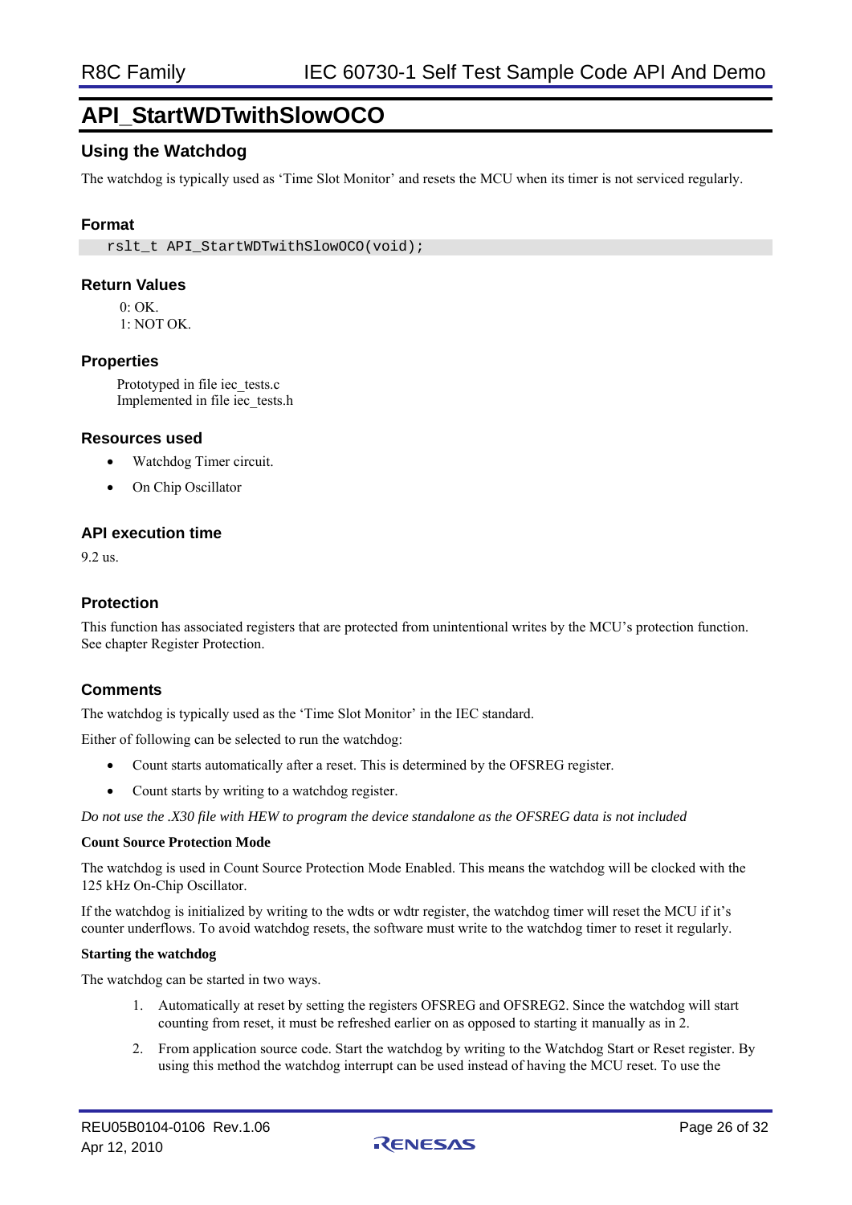# API_StartWDTwithSlowOCO

## Using the Watchdog

The watchdog is typically used as 'Time Slot Monitor' and resets the MCU when its timer is not serviced regularly.

### Format

```
rslt_t API_StartWDTwithSlowOCO(void);
```

### Return Values

0: OK.
1: NOT OK.

### Properties

Prototyped in file iec_tests.c
Implemented in file iec_tests.h

### Resources used

- Watchdog Timer circuit.
- On Chip Oscillator

### API execution time

9.2 us.

### Protection

This function has associated registers that are protected from unintentional writes by the MCU's protection function. See chapter Register Protection.

### Comments

The watchdog is typically used as the 'Time Slot Monitor' in the IEC standard.

Either of following can be selected to run the watchdog:

- Count starts automatically after a reset. This is determined by the OFSREG register.
- Count starts by writing to a watchdog register.

*Do not use the .X30 file with HEW to program the device standalone as the OFSREG data is not included*

**Count Source Protection Mode**

The watchdog is used in Count Source Protection Mode Enabled. This means the watchdog will be clocked with the 125 kHz On-Chip Oscillator.

If the watchdog is initialized by writing to the wdts or wdtr register, the watchdog timer will reset the MCU if it's counter underflows. To avoid watchdog resets, the software must write to the watchdog timer to reset it regularly.

**Starting the watchdog**

The watchdog can be started in two ways.

1. Automatically at reset by setting the registers OFSREG and OFSREG2. Since the watchdog will start counting from reset, it must be refreshed earlier on as opposed to starting it manually as in 2.
2. From application source code. Start the watchdog by writing to the Watchdog Start or Reset register. By using this method the watchdog interrupt can be used instead of having the MCU reset. To use the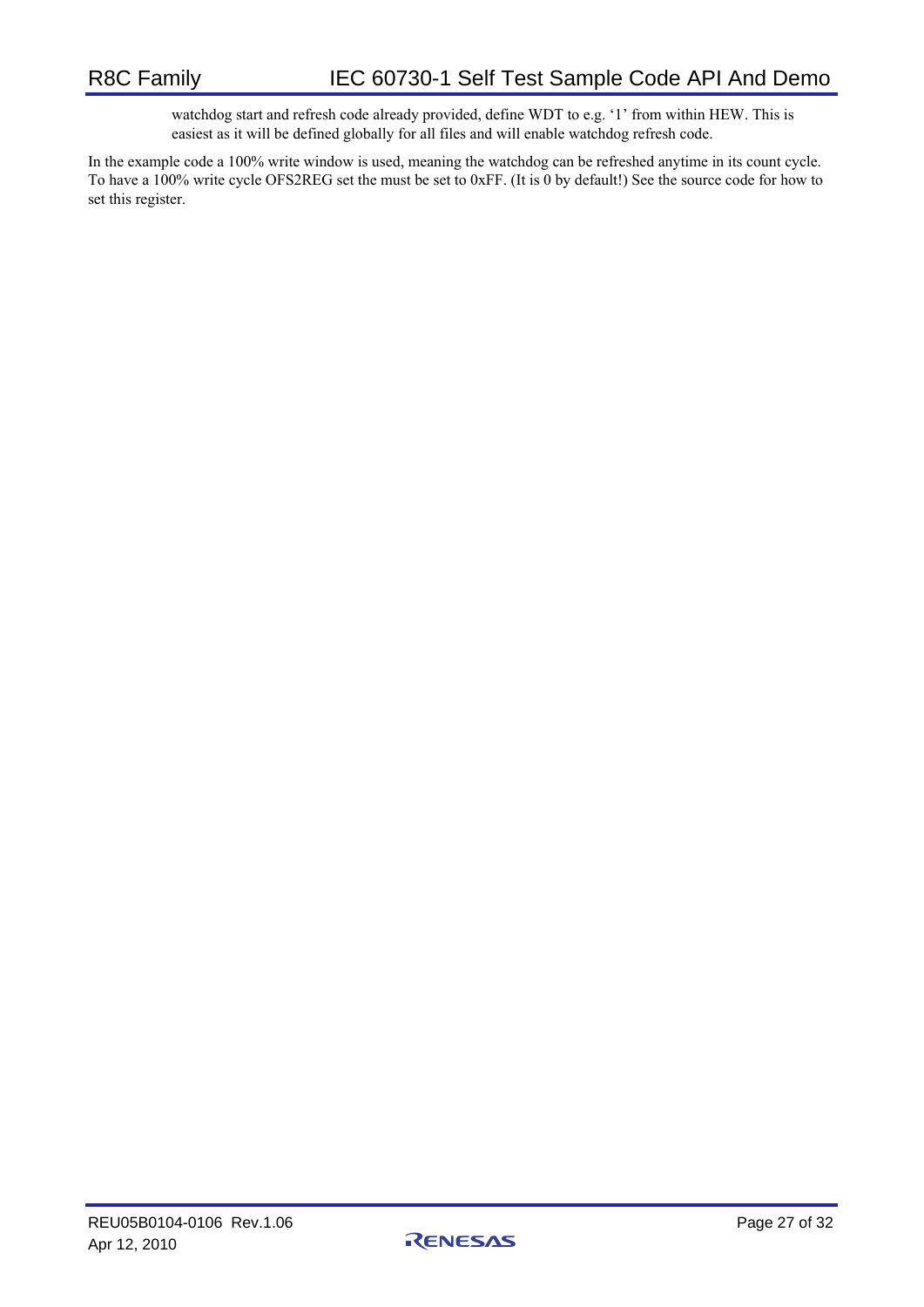watchdog start and refresh code already provided, define WDT to e.g. '1' from within HEW. This is easiest as it will be defined globally for all files and will enable watchdog refresh code.

In the example code a 100% write window is used, meaning the watchdog can be refreshed anytime in its count cycle. To have a 100% write cycle OFS2REG set the must be set to 0xFF. (It is 0 by default!) See the source code for how to set this register.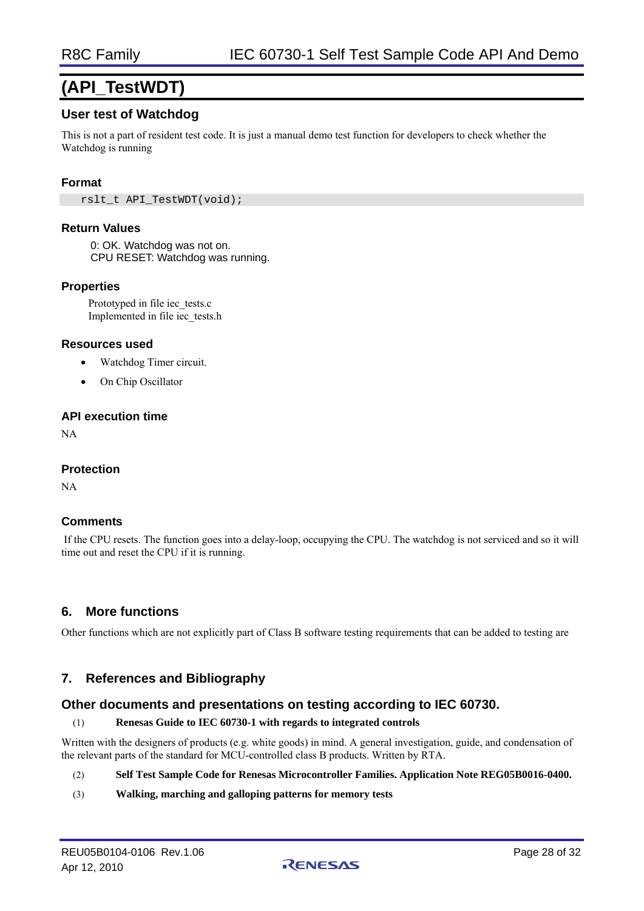# (API_TestWDT)

### User test of Watchdog

This is not a part of resident test code. It is just a manual demo test function for developers to check whether the Watchdog is running

#### Format

```
rslt_t API_TestWDT(void);
```

#### Return Values

0: OK. Watchdog was not on.
CPU RESET: Watchdog was running.

#### Properties

Prototyped in file iec_tests.c
Implemented in file iec_tests.h

#### Resources used

- Watchdog Timer circuit.
- On Chip Oscillator

#### API execution time

NA

#### Protection

NA

#### Comments

If the CPU resets. The function goes into a delay-loop, occupying the CPU. The watchdog is not serviced and so it will time out and reset the CPU if it is running.

## 6. More functions

Other functions which are not explicitly part of Class B software testing requirements that can be added to testing are

## 7. References and Bibliography

### Other documents and presentations on testing according to IEC 60730.

(1) **Renesas Guide to IEC 60730-1 with regards to integrated controls**

Written with the designers of products (e.g. white goods) in mind. A general investigation, guide, and condensation of the relevant parts of the standard for MCU-controlled class B products. Written by RTA.

(2) **Self Test Sample Code for Renesas Microcontroller Families. Application Note REG05B0016-0400.**

(3) **Walking, marching and galloping patterns for memory tests**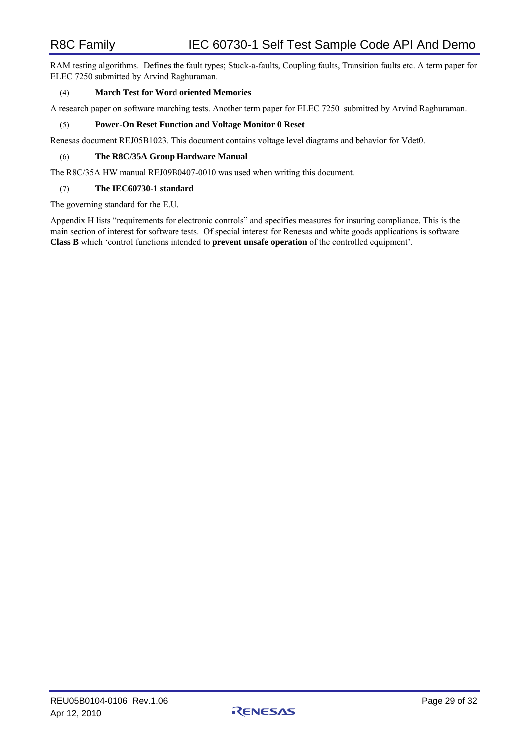RAM testing algorithms. Defines the fault types; Stuck-a-faults, Coupling faults, Transition faults etc. A term paper for ELEC 7250 submitted by Arvind Raghuraman.

(4) **March Test for Word oriented Memories**

A research paper on software marching tests. Another term paper for ELEC 7250 submitted by Arvind Raghuraman.

(5) **Power-On Reset Function and Voltage Monitor 0 Reset**

Renesas document REJ05B1023. This document contains voltage level diagrams and behavior for Vdet0.

(6) **The R8C/35A Group Hardware Manual**

The R8C/35A HW manual REJ09B0407-0010 was used when writing this document.

(7) **The IEC60730-1 standard**

The governing standard for the E.U.

Appendix H lists "requirements for electronic controls" and specifies measures for insuring compliance. This is the main section of interest for software tests. Of special interest for Renesas and white goods applications is software **Class B** which 'control functions intended to **prevent unsafe operation** of the controlled equipment'.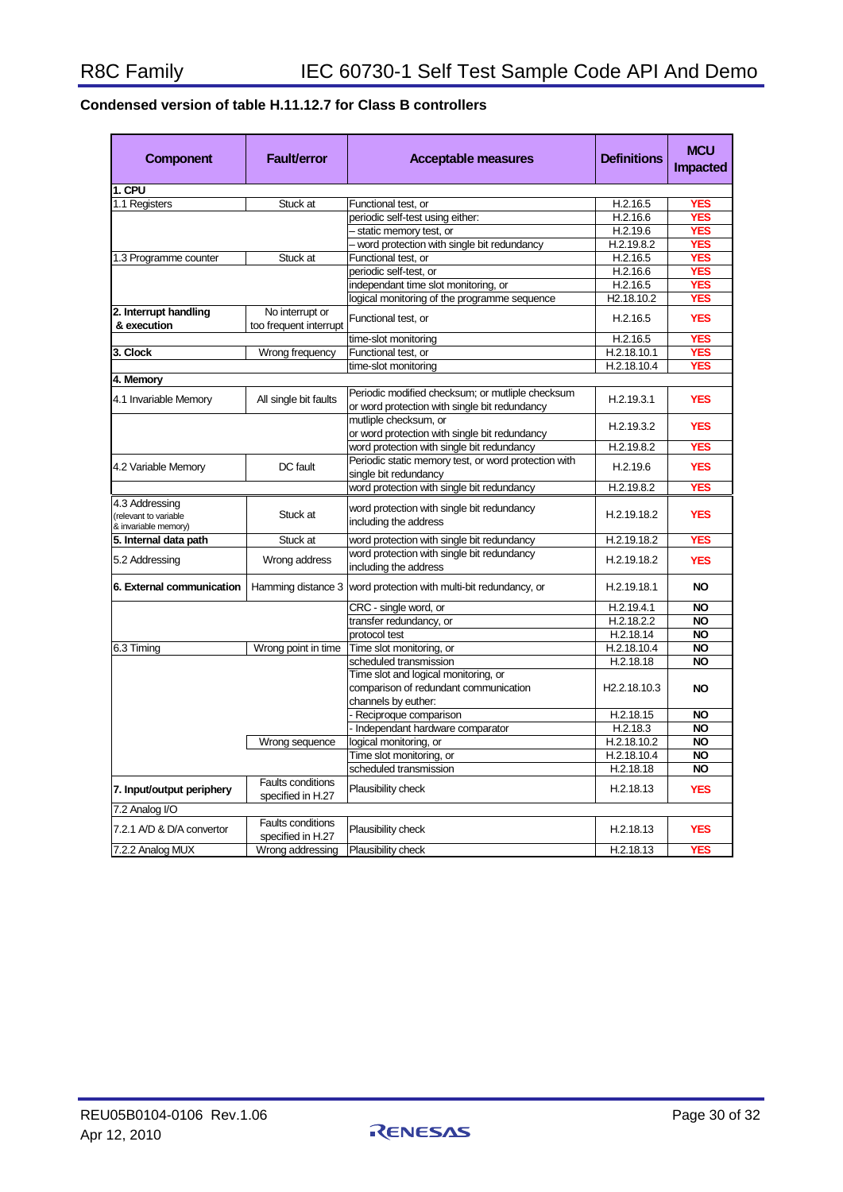### Condensed version of table H.11.12.7 for Class B controllers

| Component | Fault/error | Acceptable measures | Definitions | MCU Impacted |
|---|---|---|---|---|
| **1. CPU** | | | | |
| 1.1 Registers | Stuck at | Functional test, or | H.2.16.5 | **YES** |
| | | periodic self-test using either: | H.2.16.6 | **YES** |
| | | – static memory test, or | H.2.19.6 | **YES** |
| | | – word protection with single bit redundancy | H.2.19.8.2 | **YES** |
| 1.3 Programme counter | Stuck at | Functional test, or | H.2.16.5 | **YES** |
| | | periodic self-test, or | H.2.16.6 | **YES** |
| | | independant time slot monitoring, or | H.2.16.5 | **YES** |
| | | logical monitoring of the programme sequence | H2.18.10.2 | **YES** |
| **2. Interrupt handling & execution** | No interrupt or too frequent interrupt | Functional test, or | H.2.16.5 | **YES** |
| | | time-slot monitoring | H.2.16.5 | **YES** |
| **3. Clock** | Wrong frequency | Functional test, or | H.2.18.10.1 | **YES** |
| | | time-slot monitoring | H.2.18.10.4 | **YES** |
| **4. Memory** | | | | |
| 4.1 Invariable Memory | All single bit faults | Periodic modified checksum; or mutliple checksum or word protection with single bit redundancy | H.2.19.3.1 | **YES** |
| | | mutliple checksum, or or word protection with single bit redundancy | H.2.19.3.2 | **YES** |
| | | word protection with single bit redundancy | H.2.19.8.2 | **YES** |
| 4.2 Variable Memory | DC fault | Periodic static memory test, or word protection with single bit redundancy | H.2.19.6 | **YES** |
| | | word protection with single bit redundancy | H.2.19.8.2 | **YES** |
| 4.3 Addressing (relevant to variable & invariable memory) | Stuck at | word protection with single bit redundancy including the address | H.2.19.18.2 | **YES** |
| **5. Internal data path** | Stuck at | word protection with single bit redundancy | H.2.19.18.2 | **YES** |
| 5.2 Addressing | Wrong address | word protection with single bit redundancy including the address | H.2.19.18.2 | **YES** |
| **6. External communication** | Hamming distance 3 | word protection with multi-bit redundancy, or | H.2.19.18.1 | **NO** |
| | | CRC - single word, or | H.2.19.4.1 | **NO** |
| | | transfer redundancy, or | H.2.18.2.2 | **NO** |
| | | protocol test | H.2.18.14 | **NO** |
| 6.3 Timing | Wrong point in time | Time slot monitoring, or | H.2.18.10.4 | **NO** |
| | | scheduled transmission | H.2.18.18 | **NO** |
| | | Time slot and logical monitoring, or comparison of redundant communication channels by euther: | H2.2.18.10.3 | **NO** |
| | | - Reciproque comparison | H.2.18.15 | **NO** |
| | | - Independant hardware comparator | H.2.18.3 | **NO** |
| | Wrong sequence | logical monitoring, or | H.2.18.10.2 | **NO** |
| | | Time slot monitoring, or | H.2.18.10.4 | **NO** |
| | | scheduled transmission | H.2.18.18 | **NO** |
| **7. Input/output periphery** | Faults conditions specified in H.27 | Plausibility check | H.2.18.13 | **YES** |
| 7.2 Analog I/O | | | | |
| 7.2.1 A/D & D/A convertor | Faults conditions specified in H.27 | Plausibility check | H.2.18.13 | **YES** |
| 7.2.2 Analog MUX | Wrong addressing | Plausibility check | H.2.18.13 | **YES** |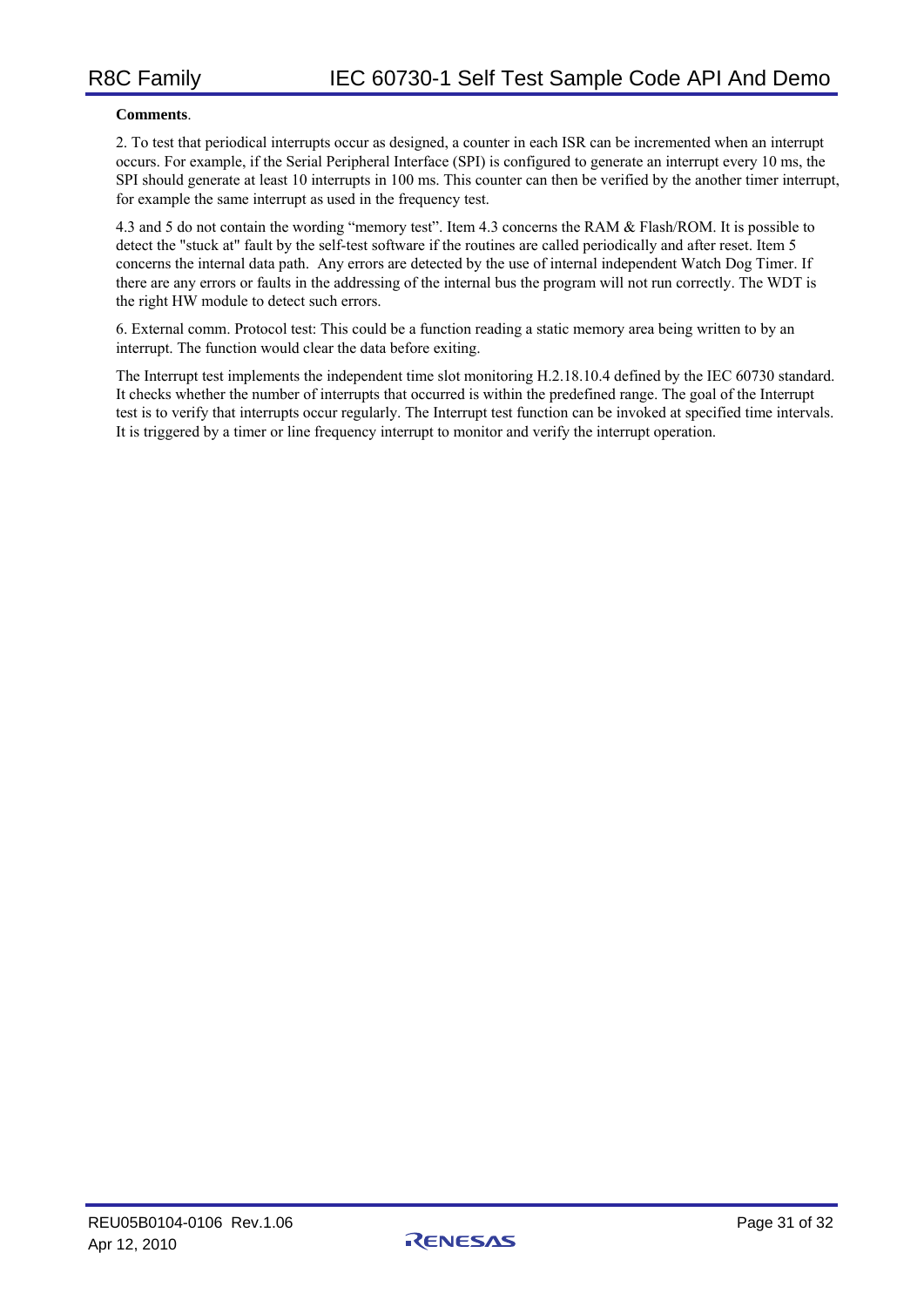**Comments**.

2. To test that periodical interrupts occur as designed, a counter in each ISR can be incremented when an interrupt occurs. For example, if the Serial Peripheral Interface (SPI) is configured to generate an interrupt every 10 ms, the SPI should generate at least 10 interrupts in 100 ms. This counter can then be verified by the another timer interrupt, for example the same interrupt as used in the frequency test.

4.3 and 5 do not contain the wording "memory test". Item 4.3 concerns the RAM & Flash/ROM. It is possible to detect the "stuck at" fault by the self-test software if the routines are called periodically and after reset. Item 5 concerns the internal data path. Any errors are detected by the use of internal independent Watch Dog Timer. If there are any errors or faults in the addressing of the internal bus the program will not run correctly. The WDT is the right HW module to detect such errors.

6. External comm. Protocol test: This could be a function reading a static memory area being written to by an interrupt. The function would clear the data before exiting.

The Interrupt test implements the independent time slot monitoring H.2.18.10.4 defined by the IEC 60730 standard. It checks whether the number of interrupts that occurred is within the predefined range. The goal of the Interrupt test is to verify that interrupts occur regularly. The Interrupt test function can be invoked at specified time intervals. It is triggered by a timer or line frequency interrupt to monitor and verify the interrupt operation.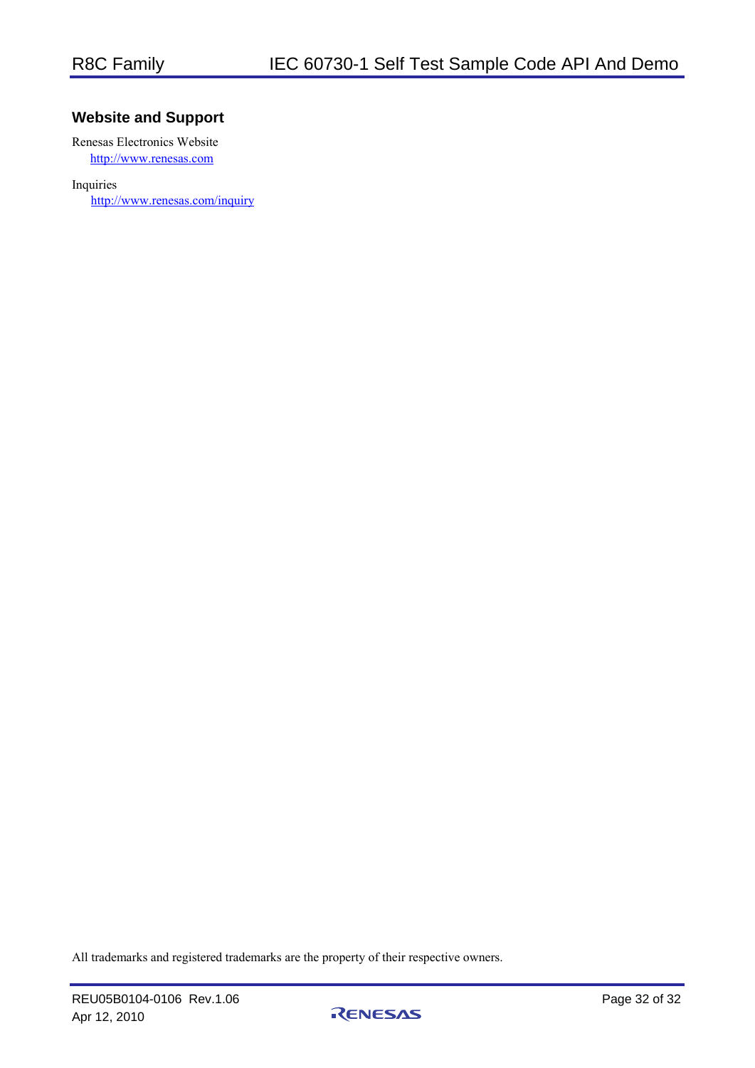## Website and Support

Renesas Electronics Website
http://www.renesas.com

Inquiries
http://www.renesas.com/inquiry

All trademarks and registered trademarks are the property of their respective owners.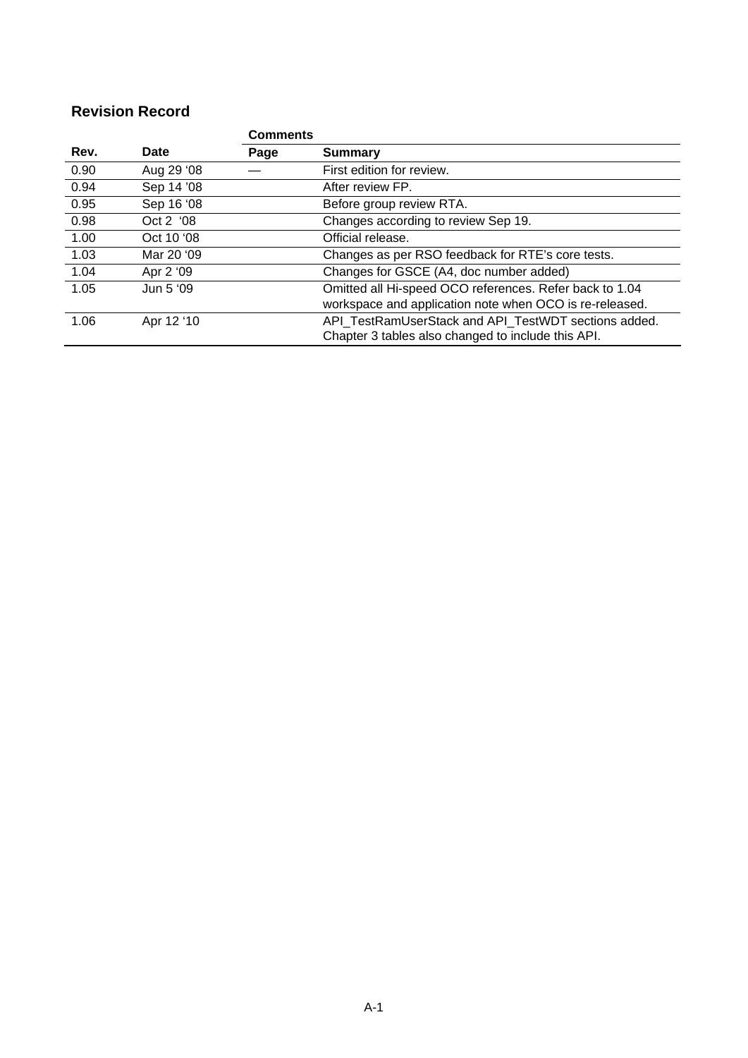## Revision Record

| Rev. | Date | Comments | |
|---|---|---|---|
| | | Page | Summary |
| 0.90 | Aug 29 ‘08 | — | First edition for review. |
| 0.94 | Sep 14 ’08 | | After review FP. |
| 0.95 | Sep 16 ‘08 | | Before group review RTA. |
| 0.98 | Oct 2 ‘08 | | Changes according to review Sep 19. |
| 1.00 | Oct 10 ‘08 | | Official release. |
| 1.03 | Mar 20 ‘09 | | Changes as per RSO feedback for RTE’s core tests. |
| 1.04 | Apr 2 ‘09 | | Changes for GSCE (A4, doc number added) |
| 1.05 | Jun 5 ‘09 | | Omitted all Hi-speed OCO references. Refer back to 1.04 workspace and application note when OCO is re-released. |
| 1.06 | Apr 12 ‘10 | | API_TestRamUserStack and API_TestWDT sections added. Chapter 3 tables also changed to include this API. |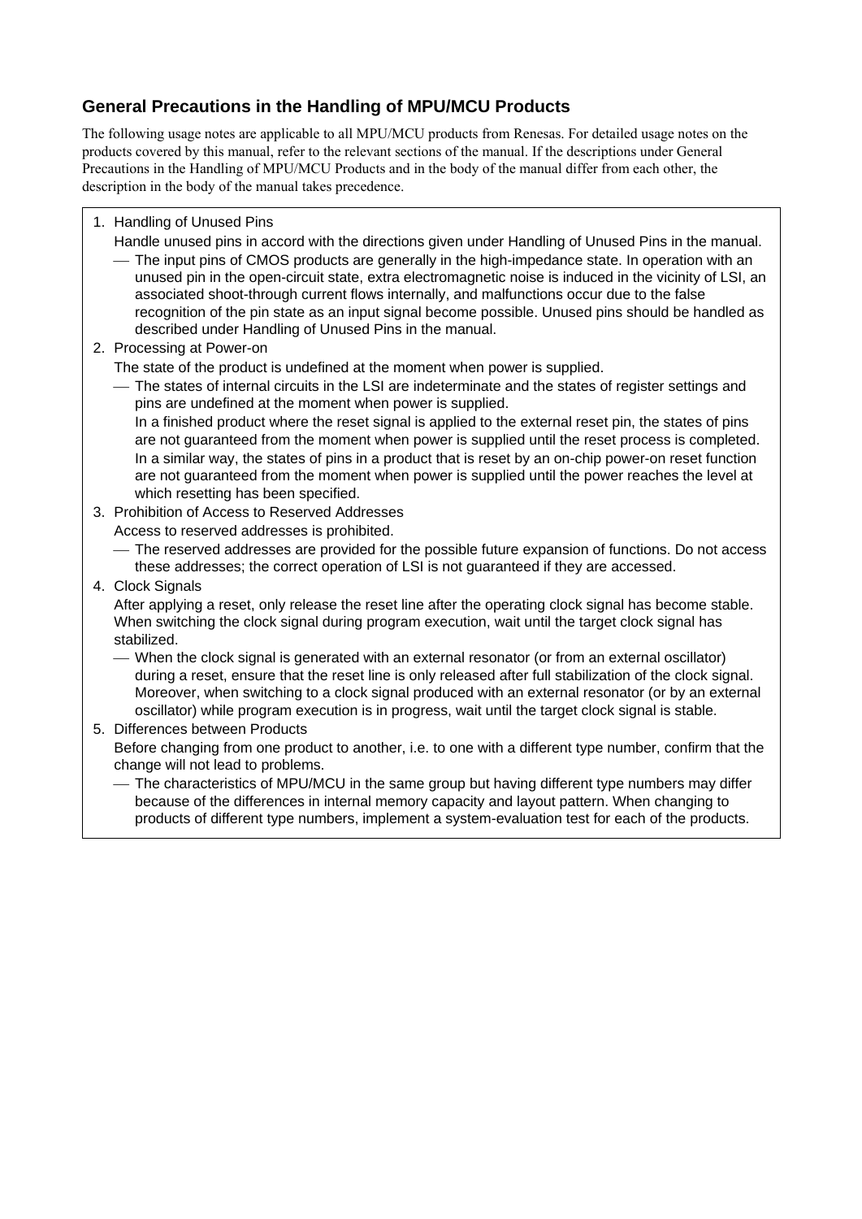## General Precautions in the Handling of MPU/MCU Products

The following usage notes are applicable to all MPU/MCU products from Renesas. For detailed usage notes on the products covered by this manual, refer to the relevant sections of the manual. If the descriptions under General Precautions in the Handling of MPU/MCU Products and in the body of the manual differ from each other, the description in the body of the manual takes precedence.

1. Handling of Unused Pins

   Handle unused pins in accord with the directions given under Handling of Unused Pins in the manual.

   — The input pins of CMOS products are generally in the high-impedance state. In operation with an unused pin in the open-circuit state, extra electromagnetic noise is induced in the vicinity of LSI, an associated shoot-through current flows internally, and malfunctions occur due to the false recognition of the pin state as an input signal become possible. Unused pins should be handled as described under Handling of Unused Pins in the manual.

2. Processing at Power-on

   The state of the product is undefined at the moment when power is supplied.

   — The states of internal circuits in the LSI are indeterminate and the states of register settings and pins are undefined at the moment when power is supplied.
   In a finished product where the reset signal is applied to the external reset pin, the states of pins are not guaranteed from the moment when power is supplied until the reset process is completed.
   In a similar way, the states of pins in a product that is reset by an on-chip power-on reset function are not guaranteed from the moment when power is supplied until the power reaches the level at which resetting has been specified.

3. Prohibition of Access to Reserved Addresses

   Access to reserved addresses is prohibited.

   — The reserved addresses are provided for the possible future expansion of functions. Do not access these addresses; the correct operation of LSI is not guaranteed if they are accessed.

4. Clock Signals

   After applying a reset, only release the reset line after the operating clock signal has become stable. When switching the clock signal during program execution, wait until the target clock signal has stabilized.

   — When the clock signal is generated with an external resonator (or from an external oscillator) during a reset, ensure that the reset line is only released after full stabilization of the clock signal. Moreover, when switching to a clock signal produced with an external resonator (or by an external oscillator) while program execution is in progress, wait until the target clock signal is stable.

5. Differences between Products

   Before changing from one product to another, i.e. to one with a different type number, confirm that the change will not lead to problems.

   — The characteristics of MPU/MCU in the same group but having different type numbers may differ because of the differences in internal memory capacity and layout pattern. When changing to products of different type numbers, implement a system-evaluation test for each of the products.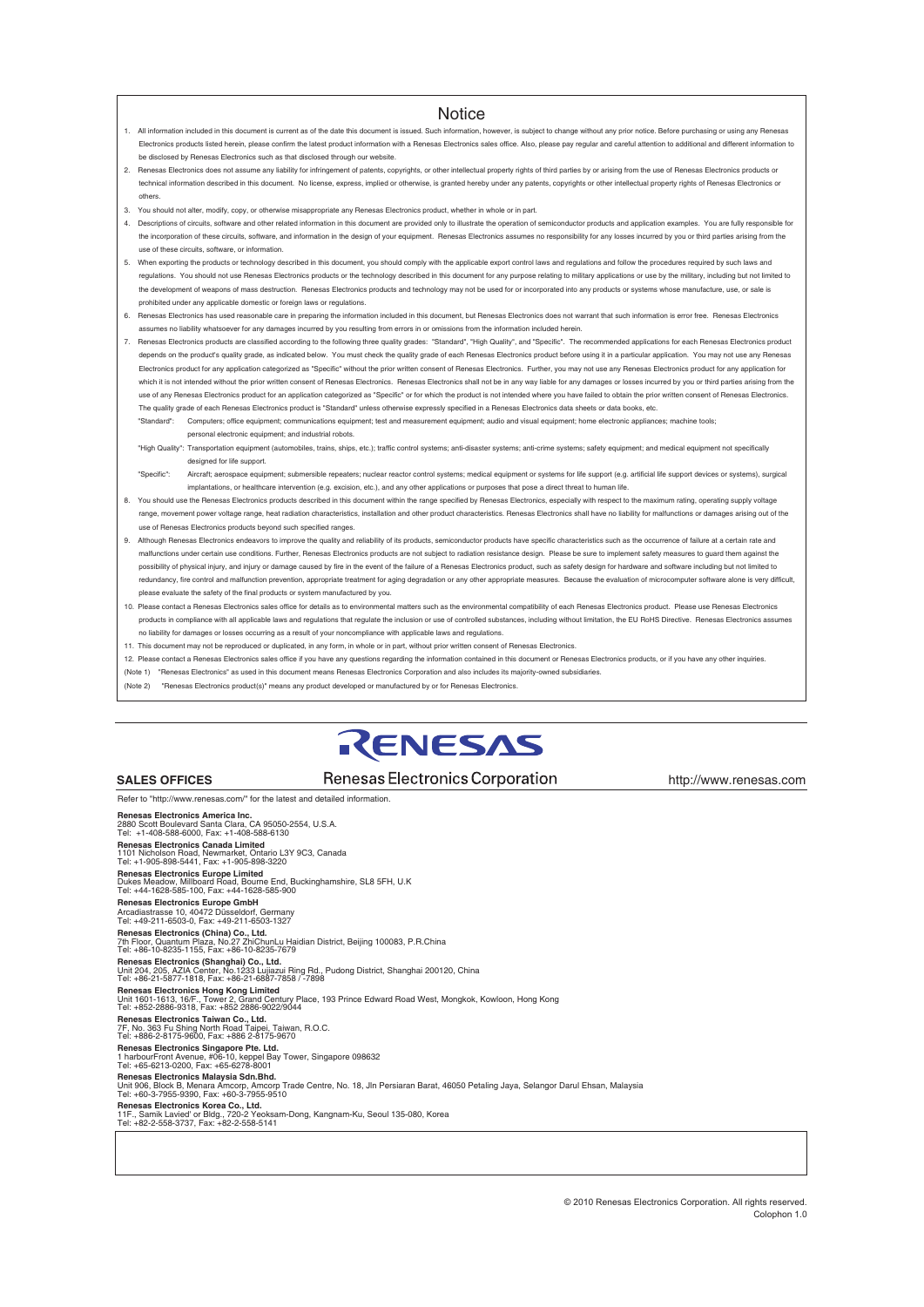# Notice

1. All information included in this document is current as of the date this document is issued. Such information, however, is subject to change without any prior notice. Before purchasing or using any Renesas Electronics products listed herein, please confirm the latest product information with a Renesas Electronics sales office. Also, please pay regular and careful attention to additional and different information to be disclosed by Renesas Electronics such as that disclosed through our website.
2. Renesas Electronics does not assume any liability for infringement of patents, copyrights, or other intellectual property rights of third parties by or arising from the use of Renesas Electronics products or technical information described in this document. No license, express, implied or otherwise, is granted hereby under any patents, copyrights or other intellectual property rights of Renesas Electronics or others.
3. You should not alter, modify, copy, or otherwise misappropriate any Renesas Electronics product, whether in whole or in part.
4. Descriptions of circuits, software and other related information in this document are provided only to illustrate the operation of semiconductor products and application examples. You are fully responsible for the incorporation of these circuits, software, and information in the design of your equipment. Renesas Electronics assumes no responsibility for any losses incurred by you or third parties arising from the use of these circuits, software, or information.
5. When exporting the products or technology described in this document, you should comply with the applicable export control laws and regulations and follow the procedures required by such laws and regulations. You should not use Renesas Electronics products or the technology described in this document for any purpose relating to military applications or use by the military, including but not limited to the development of weapons of mass destruction. Renesas Electronics products and technology may not be used for or incorporated into any products or systems whose manufacture, use, or sale is prohibited under any applicable domestic or foreign laws or regulations.
6. Renesas Electronics has used reasonable care in preparing the information included in this document, but Renesas Electronics does not warrant that such information is error free. Renesas Electronics assumes no liability whatsoever for any damages incurred by you resulting from errors in or omissions from the information included herein.
7. Renesas Electronics products are classified according to the following three quality grades: "Standard", "High Quality", and "Specific". The recommended applications for each Renesas Electronics product depends on the product's quality grade, as indicated below. You must check the quality grade of each Renesas Electronics product before using it in a particular application. You may not use any Renesas Electronics product for any application categorized as "Specific" without the prior written consent of Renesas Electronics. Further, you may not use any Renesas Electronics product for any application for which it is not intended without the prior written consent of Renesas Electronics. Renesas Electronics shall not be in any way liable for any damages or losses incurred by you or third parties arising from the use of any Renesas Electronics product for an application categorized as "Specific" or for which the product is not intended where you have failed to obtain the prior written consent of Renesas Electronics. The quality grade of each Renesas Electronics product is "Standard" unless otherwise expressly specified in a Renesas Electronics data sheets or data books, etc.
   - "Standard": Computers; office equipment; communications equipment; test and measurement equipment; audio and visual equipment; home electronic appliances; machine tools; personal electronic equipment; and industrial robots.
   - "High Quality": Transportation equipment (automobiles, trains, ships, etc.); traffic control systems; anti-disaster systems; anti-crime systems; safety equipment; and medical equipment not specifically designed for life support.
   - "Specific": Aircraft; aerospace equipment; submersible repeaters; nuclear reactor control systems; medical equipment or systems for life support (e.g. artificial life support devices or systems), surgical implantations, or healthcare intervention (e.g. excision, etc.), and any other applications or purposes that pose a direct threat to human life.
8. You should use the Renesas Electronics products described in this document within the range specified by Renesas Electronics, especially with respect to the maximum rating, operating supply voltage range, movement power voltage range, heat radiation characteristics, installation and other product characteristics. Renesas Electronics shall have no liability for malfunctions or damages arising out of the use of Renesas Electronics products beyond such specified ranges.
9. Although Renesas Electronics endeavors to improve the quality and reliability of its products, semiconductor products have specific characteristics such as the occurrence of failure at a certain rate and malfunctions under certain use conditions. Further, Renesas Electronics products are not subject to radiation resistance design. Please be sure to implement safety measures to guard them against the possibility of physical injury, and injury or damage caused by fire in the event of the failure of a Renesas Electronics product, such as safety design for hardware and software including but not limited to redundancy, fire control and malfunction prevention, appropriate treatment for aging degradation or any other appropriate measures. Because the evaluation of microcomputer software alone is very difficult, please evaluate the safety of the final products or system manufactured by you.
10. Please contact a Renesas Electronics sales office for details as to environmental matters such as the environmental compatibility of each Renesas Electronics product. Please use Renesas Electronics products in compliance with all applicable laws and regulations that regulate the inclusion or use of controlled substances, including without limitation, the EU RoHS Directive. Renesas Electronics assumes no liability for damages or losses occurring as a result of your noncompliance with applicable laws and regulations.
11. This document may not be reproduced or duplicated, in any form, in whole or in part, without prior written consent of Renesas Electronics.
12. Please contact a Renesas Electronics sales office if you have any questions regarding the information contained in this document or Renesas Electronics products, or if you have any other inquiries.

(Note 1) "Renesas Electronics" as used in this document means Renesas Electronics Corporation and also includes its majority-owned subsidiaries.

(Note 2) "Renesas Electronics product(s)" means any product developed or manufactured by or for Renesas Electronics.

RENESAS

**SALES OFFICES** Renesas Electronics Corporation http://www.renesas.com

Refer to "http://www.renesas.com/" for the latest and detailed information.

**Renesas Electronics America Inc.**
2880 Scott Boulevard Santa Clara, CA 95050-2554, U.S.A.
Tel: +1-408-588-6000, Fax: +1-408-588-6130

**Renesas Electronics Canada Limited**
1101 Nicholson Road, Newmarket, Ontario L3Y 9C3, Canada
Tel: +1-905-898-5441, Fax: +1-905-898-3220

**Renesas Electronics Europe Limited**
Dukes Meadow, Millboard Road, Bourne End, Buckinghamshire, SL8 5FH, U.K
Tel: +44-1628-585-100, Fax: +44-1628-585-900

**Renesas Electronics Europe GmbH**
Arcadiastrasse 10, 40472 Düsseldorf, Germany
Tel: +49-211-6503-0, Fax: +49-211-6503-1327

**Renesas Electronics (China) Co., Ltd.**
7th Floor, Quantum Plaza, No.27 ZhiChunLu Haidian District, Beijing 100083, P.R.China
Tel: +86-10-8235-1155, Fax: +86-10-8235-7679

**Renesas Electronics (Shanghai) Co., Ltd.**
Unit 204, 205, AZIA Center, No.1233 Lujiazui Ring Rd., Pudong District, Shanghai 200120, China
Tel: +86-21-5877-1818, Fax: +86-21-6887-7858 / -7898

**Renesas Electronics Hong Kong Limited**
Unit 1601-1613, 16/F., Tower 2, Grand Century Place, 193 Prince Edward Road West, Mongkok, Kowloon, Hong Kong
Tel: +852-2886-9318, Fax: +852 2886-9022/9044

**Renesas Electronics Taiwan Co., Ltd.**
7F, No. 363 Fu Shing North Road Taipei, Taiwan, R.O.C.
Tel: +886-2-8175-9600, Fax: +886 2-8175-9670

**Renesas Electronics Singapore Pte. Ltd.**
1 harbourFront Avenue, #06-10, keppel Bay Tower, Singapore 098632
Tel: +65-6213-0200, Fax: +65-6278-8001

**Renesas Electronics Malaysia Sdn.Bhd.**
Unit 906, Block B, Menara Amcorp, Amcorp Trade Centre, No. 18, Jln Persiaran Barat, 46050 Petaling Jaya, Selangor Darul Ehsan, Malaysia
Tel: +60-3-7955-9390, Fax: +60-3-7955-9510

**Renesas Electronics Korea Co., Ltd.**
11F., Samik Lavied' or Bldg., 720-2 Yeoksam-Dong, Kangnam-Ku, Seoul 135-080, Korea
Tel: +82-2-558-3737, Fax: +82-2-558-5141

© 2010 Renesas Electronics Corporation. All rights reserved.
Colophon 1.0